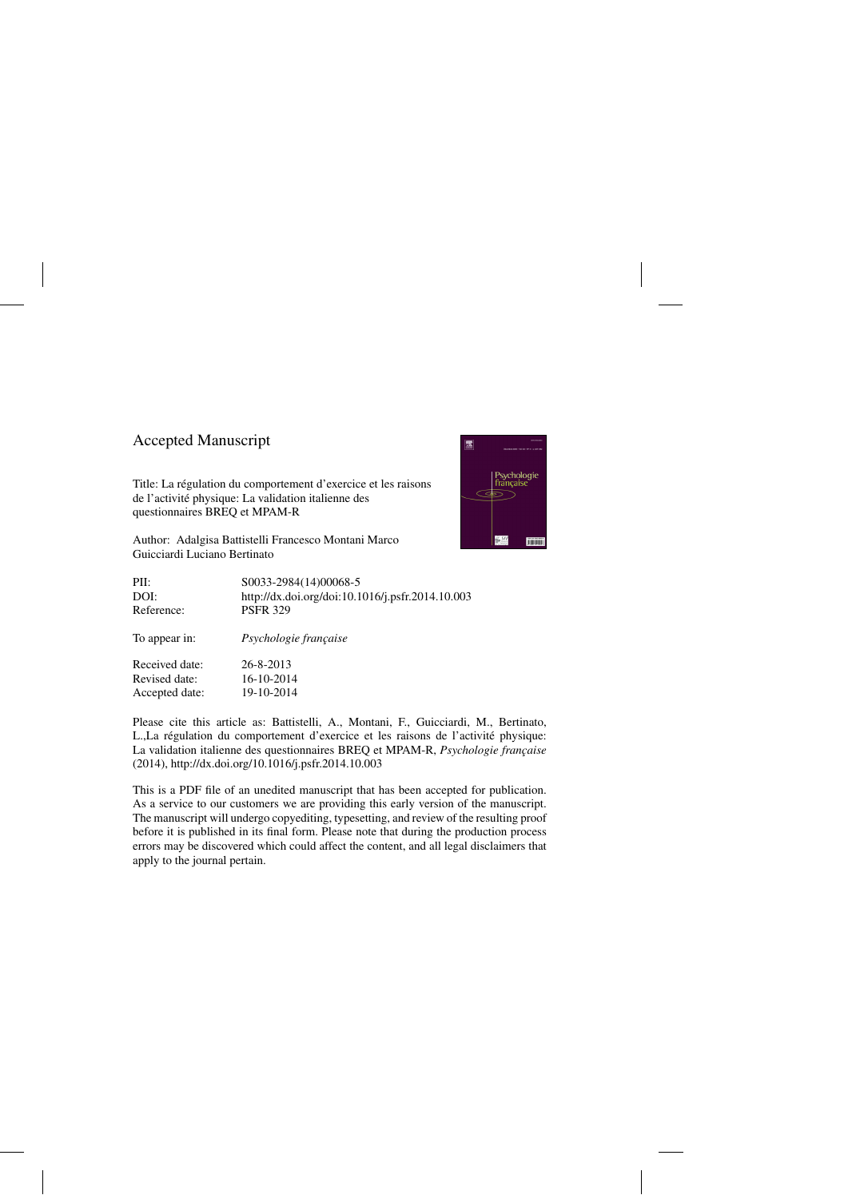# Accepted Manuscript

Title: La régulation du comportement d'exercice et les raisons de l'activité physique: La validation italienne des questionnaires BREQ et MPAM-R

Author: Adalgisa Battistelli Francesco Montani Marco Guicciardi Luciano Bertinato

| | |
|---|---|
| PII: | S0033-2984(14)00068-5 |
| DOI: | http://dx.doi.org/doi:10.1016/j.psfr.2014.10.003 |
| Reference: | PSFR 329 |
| | |
| To appear in: | *Psychologie française* |
| | |
| Received date: | 26-8-2013 |
| Revised date: | 16-10-2014 |
| Accepted date: | 19-10-2014 |

Please cite this article as: Battistelli, A., Montani, F., Guicciardi, M., Bertinato, L.,La régulation du comportement d'exercice et les raisons de l'activité physique: La validation italienne des questionnaires BREQ et MPAM-R, *Psychologie française* (2014), http://dx.doi.org/10.1016/j.psfr.2014.10.003

This is a PDF file of an unedited manuscript that has been accepted for publication. As a service to our customers we are providing this early version of the manuscript. The manuscript will undergo copyediting, typesetting, and review of the resulting proof before it is published in its final form. Please note that during the production process errors may be discovered which could affect the content, and all legal disclaimers that apply to the journal pertain.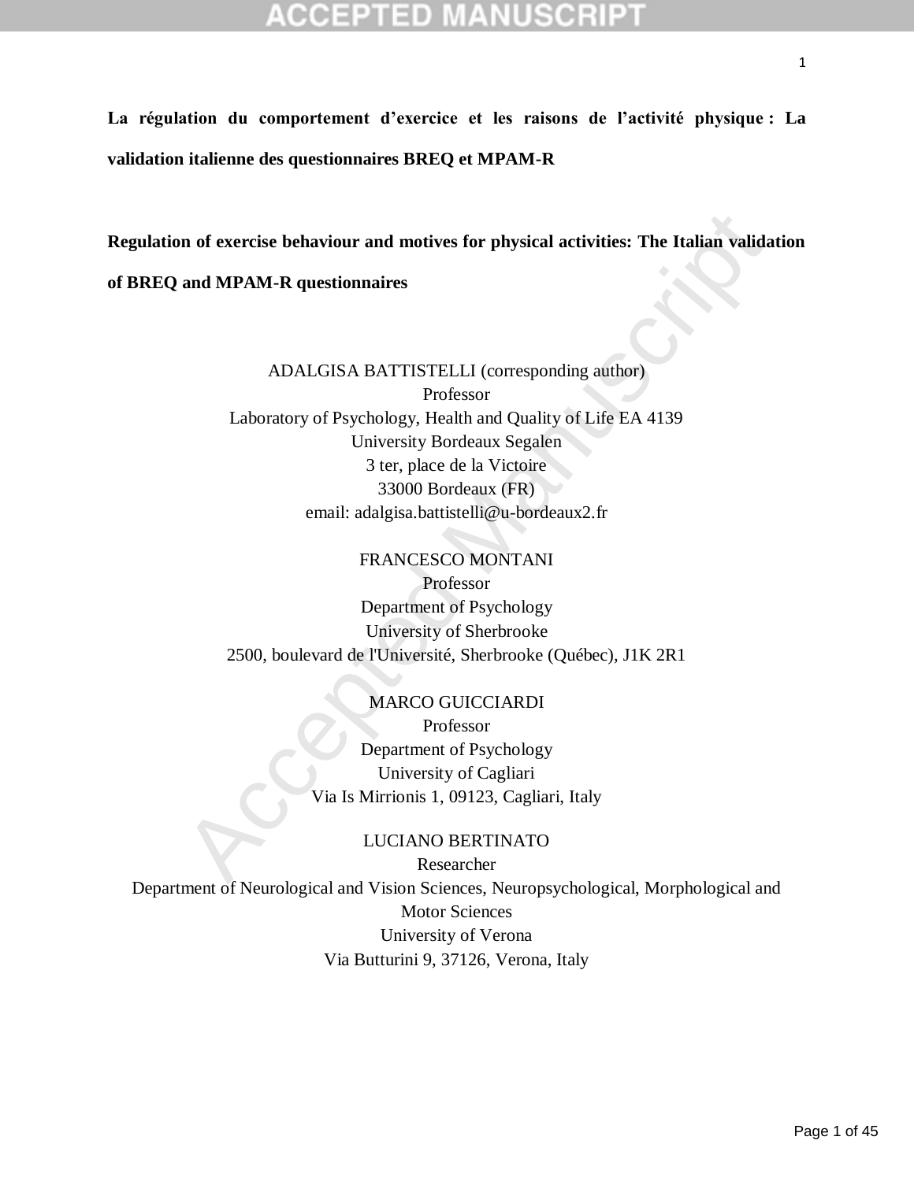**La régulation du comportement d'exercice et les raisons de l'activité physique : La validation italienne des questionnaires BREQ et MPAM-R**

**Regulation of exercise behaviour and motives for physical activities: The Italian validation of BREQ and MPAM-R questionnaires**

ADALGISA BATTISTELLI (corresponding author)
Professor
Laboratory of Psychology, Health and Quality of Life EA 4139
University Bordeaux Segalen
3 ter, place de la Victoire
33000 Bordeaux (FR)
email: adalgisa.battistelli@u-bordeaux2.fr

FRANCESCO MONTANI
Professor
Department of Psychology
University of Sherbrooke
2500, boulevard de l'Université, Sherbrooke (Québec), J1K 2R1

MARCO GUICCIARDI
Professor
Department of Psychology
University of Cagliari
Via Is Mirrionis 1, 09123, Cagliari, Italy

LUCIANO BERTINATO
Researcher
Department of Neurological and Vision Sciences, Neuropsychological, Morphological and Motor Sciences
University of Verona
Via Butturini 9, 37126, Verona, Italy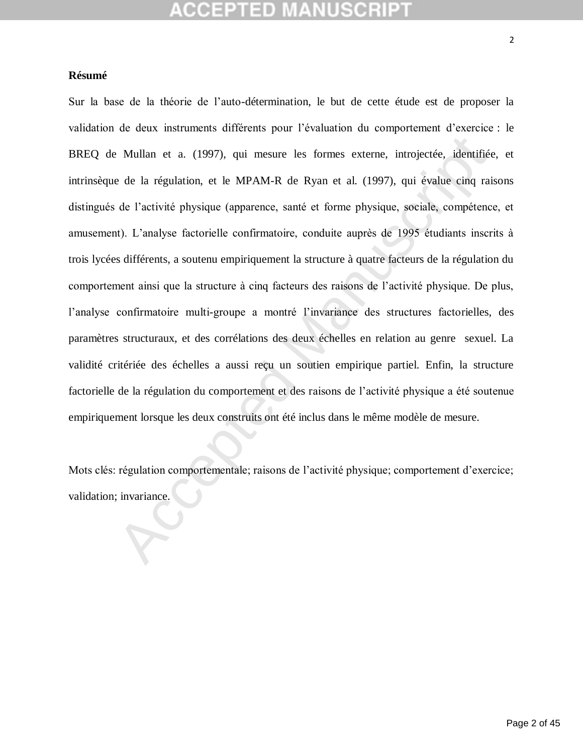**Résumé**

Sur la base de la théorie de l'auto-détermination, le but de cette étude est de proposer la validation de deux instruments différents pour l'évaluation du comportement d'exercice : le BREQ de Mullan et a. (1997), qui mesure les formes externe, introjectée, identifiée, et intrinsèque de la régulation, et le MPAM-R de Ryan et al. (1997), qui évalue cinq raisons distingués de l'activité physique (apparence, santé et forme physique, sociale, compétence, et amusement). L'analyse factorielle confirmatoire, conduite auprès de 1995 étudiants inscrits à trois lycées différents, a soutenu empiriquement la structure à quatre facteurs de la régulation du comportement ainsi que la structure à cinq facteurs des raisons de l'activité physique. De plus, l'analyse confirmatoire multi-groupe a montré l'invariance des structures factorielles, des paramètres structuraux, et des corrélations des deux échelles en relation au genre sexuel. La validité critériée des échelles a aussi reçu un soutien empirique partiel. Enfin, la structure factorielle de la régulation du comportement et des raisons de l'activité physique a été soutenue empiriquement lorsque les deux construits ont été inclus dans le même modèle de mesure.

Mots clés: régulation comportementale; raisons de l'activité physique; comportement d'exercice; validation; invariance.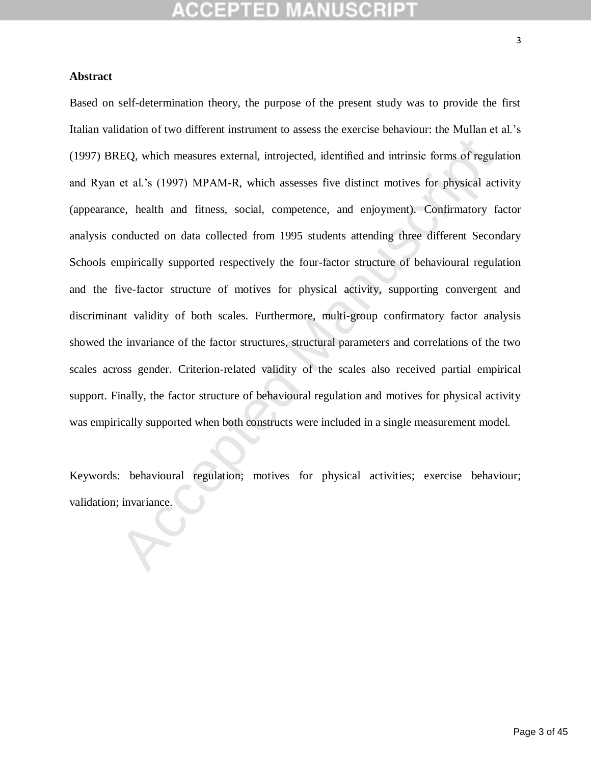**Abstract**

Based on self-determination theory, the purpose of the present study was to provide the first Italian validation of two different instrument to assess the exercise behaviour: the Mullan et al.'s (1997) BREQ, which measures external, introjected, identified and intrinsic forms of regulation and Ryan et al.'s (1997) MPAM-R, which assesses five distinct motives for physical activity (appearance, health and fitness, social, competence, and enjoyment). Confirmatory factor analysis conducted on data collected from 1995 students attending three different Secondary Schools empirically supported respectively the four-factor structure of behavioural regulation and the five-factor structure of motives for physical activity, supporting convergent and discriminant validity of both scales. Furthermore, multi-group confirmatory factor analysis showed the invariance of the factor structures, structural parameters and correlations of the two scales across gender. Criterion-related validity of the scales also received partial empirical support. Finally, the factor structure of behavioural regulation and motives for physical activity was empirically supported when both constructs were included in a single measurement model.

Keywords: behavioural regulation; motives for physical activities; exercise behaviour; validation; invariance.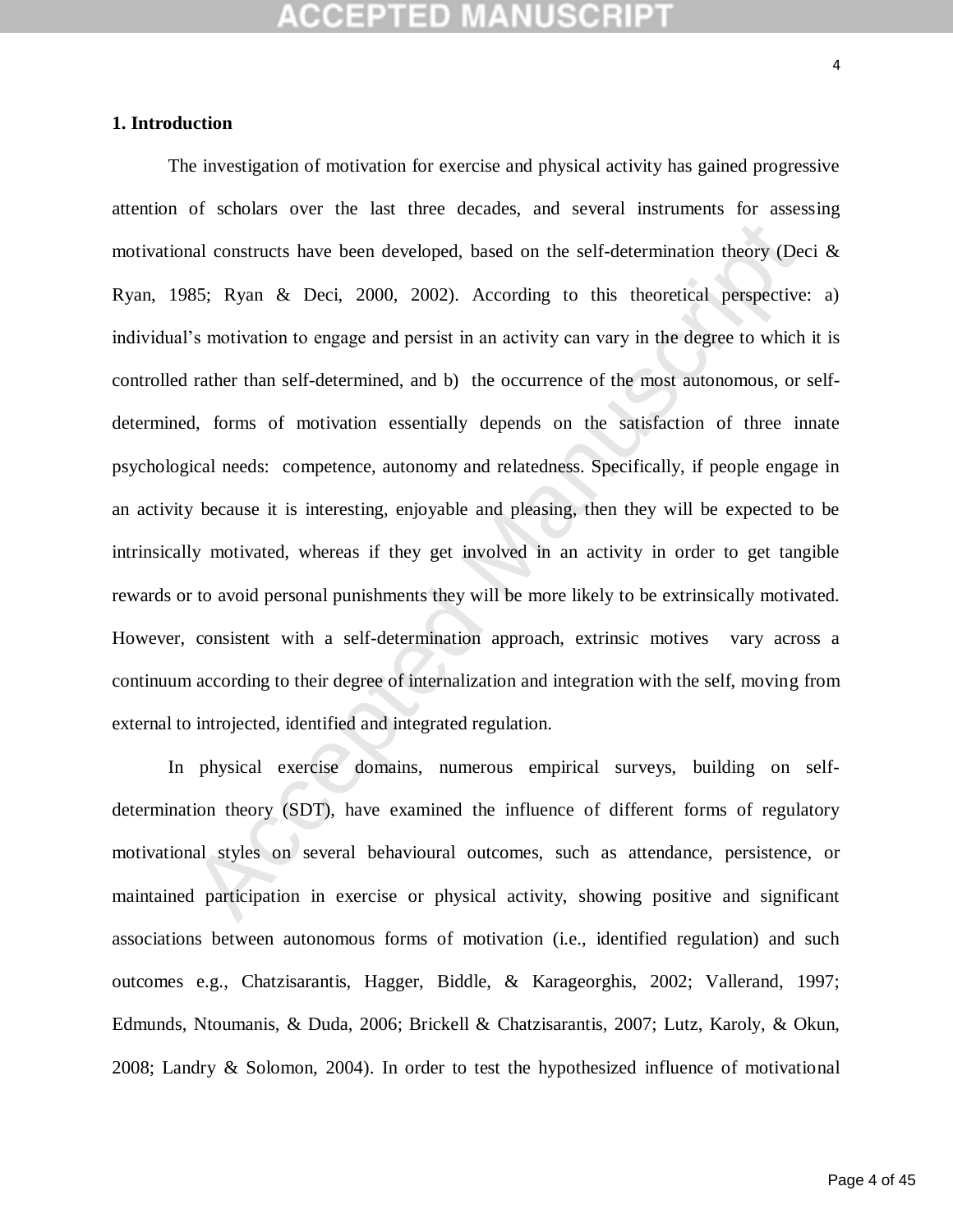## 1. Introduction

The investigation of motivation for exercise and physical activity has gained progressive attention of scholars over the last three decades, and several instruments for assessing motivational constructs have been developed, based on the self-determination theory (Deci & Ryan, 1985; Ryan & Deci, 2000, 2002). According to this theoretical perspective: a) individual's motivation to engage and persist in an activity can vary in the degree to which it is controlled rather than self-determined, and b) the occurrence of the most autonomous, or self-determined, forms of motivation essentially depends on the satisfaction of three innate psychological needs: competence, autonomy and relatedness. Specifically, if people engage in an activity because it is interesting, enjoyable and pleasing, then they will be expected to be intrinsically motivated, whereas if they get involved in an activity in order to get tangible rewards or to avoid personal punishments they will be more likely to be extrinsically motivated. However, consistent with a self-determination approach, extrinsic motives vary across a continuum according to their degree of internalization and integration with the self, moving from external to introjected, identified and integrated regulation.

In physical exercise domains, numerous empirical surveys, building on self-determination theory (SDT), have examined the influence of different forms of regulatory motivational styles on several behavioural outcomes, such as attendance, persistence, or maintained participation in exercise or physical activity, showing positive and significant associations between autonomous forms of motivation (i.e., identified regulation) and such outcomes e.g., Chatzisarantis, Hagger, Biddle, & Karageorghis, 2002; Vallerand, 1997; Edmunds, Ntoumanis, & Duda, 2006; Brickell & Chatzisarantis, 2007; Lutz, Karoly, & Okun, 2008; Landry & Solomon, 2004). In order to test the hypothesized influence of motivational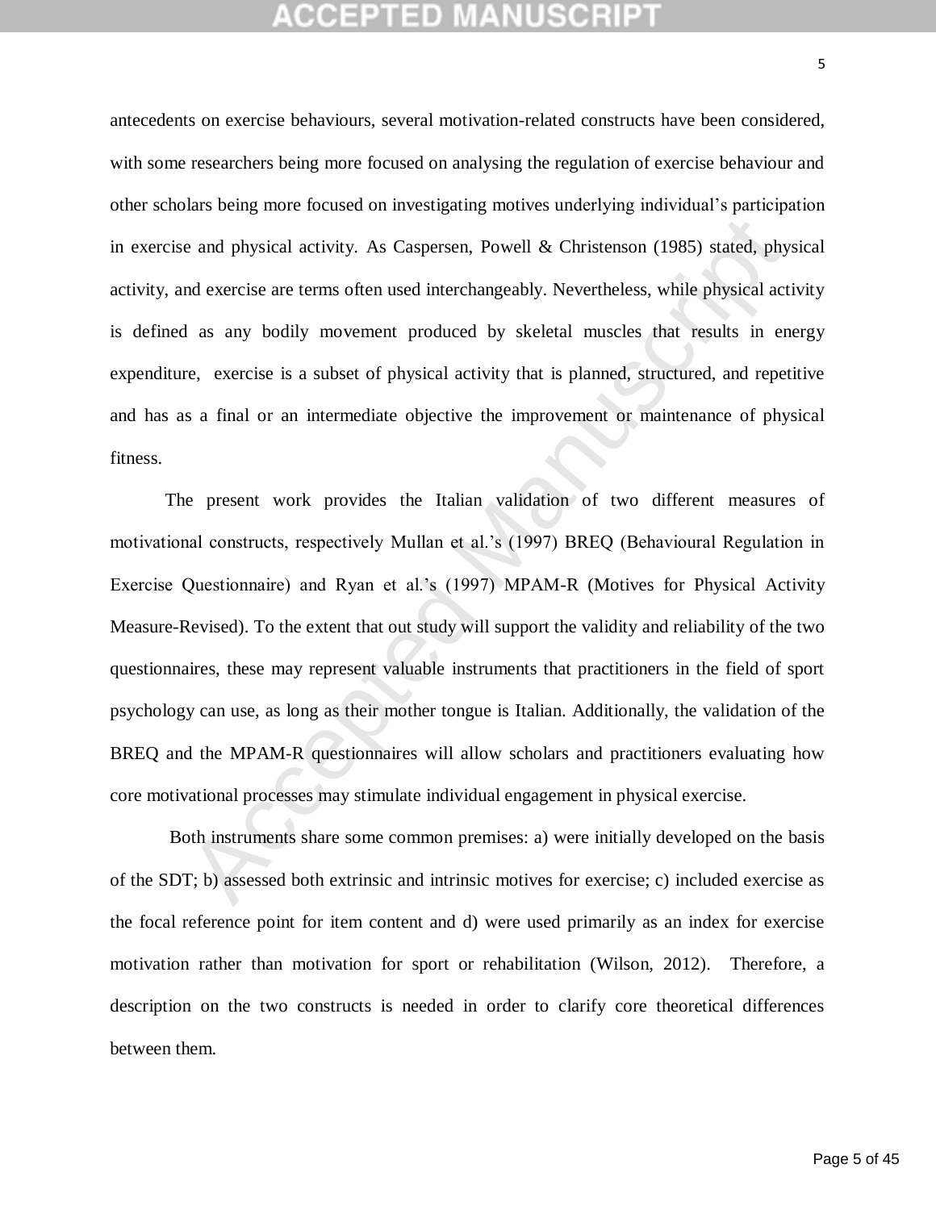antecedents on exercise behaviours, several motivation-related constructs have been considered, with some researchers being more focused on analysing the regulation of exercise behaviour and other scholars being more focused on investigating motives underlying individual's participation in exercise and physical activity. As Caspersen, Powell & Christenson (1985) stated, physical activity, and exercise are terms often used interchangeably. Nevertheless, while physical activity is defined as any bodily movement produced by skeletal muscles that results in energy expenditure, exercise is a subset of physical activity that is planned, structured, and repetitive and has as a final or an intermediate objective the improvement or maintenance of physical fitness.

The present work provides the Italian validation of two different measures of motivational constructs, respectively Mullan et al.'s (1997) BREQ (Behavioural Regulation in Exercise Questionnaire) and Ryan et al.'s (1997) MPAM-R (Motives for Physical Activity Measure-Revised). To the extent that out study will support the validity and reliability of the two questionnaires, these may represent valuable instruments that practitioners in the field of sport psychology can use, as long as their mother tongue is Italian. Additionally, the validation of the BREQ and the MPAM-R questionnaires will allow scholars and practitioners evaluating how core motivational processes may stimulate individual engagement in physical exercise.

Both instruments share some common premises: a) were initially developed on the basis of the SDT; b) assessed both extrinsic and intrinsic motives for exercise; c) included exercise as the focal reference point for item content and d) were used primarily as an index for exercise motivation rather than motivation for sport or rehabilitation (Wilson, 2012). Therefore, a description on the two constructs is needed in order to clarify core theoretical differences between them.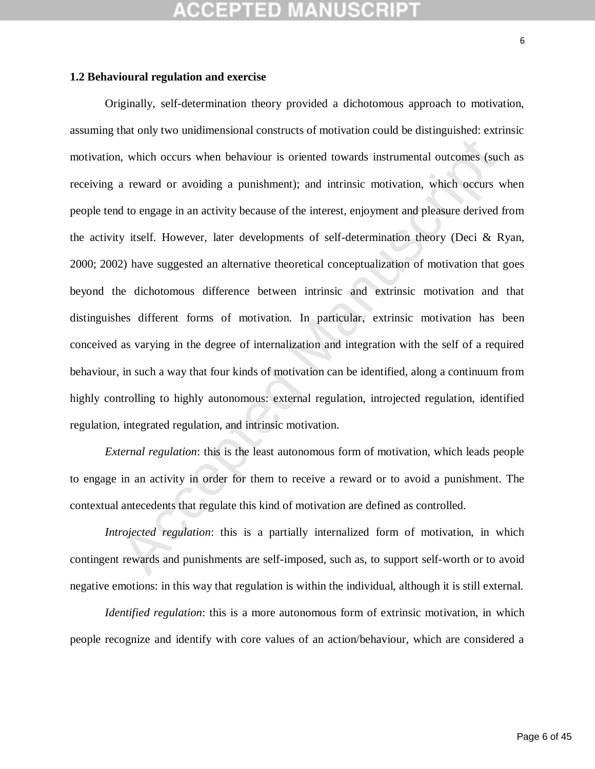### 1.2 Behavioural regulation and exercise

Originally, self-determination theory provided a dichotomous approach to motivation, assuming that only two unidimensional constructs of motivation could be distinguished: extrinsic motivation, which occurs when behaviour is oriented towards instrumental outcomes (such as receiving a reward or avoiding a punishment); and intrinsic motivation, which occurs when people tend to engage in an activity because of the interest, enjoyment and pleasure derived from the activity itself. However, later developments of self-determination theory (Deci & Ryan, 2000; 2002) have suggested an alternative theoretical conceptualization of motivation that goes beyond the dichotomous difference between intrinsic and extrinsic motivation and that distinguishes different forms of motivation. In particular, extrinsic motivation has been conceived as varying in the degree of internalization and integration with the self of a required behaviour, in such a way that four kinds of motivation can be identified, along a continuum from highly controlling to highly autonomous: external regulation, introjected regulation, identified regulation, integrated regulation, and intrinsic motivation.

*External regulation*: this is the least autonomous form of motivation, which leads people to engage in an activity in order for them to receive a reward or to avoid a punishment. The contextual antecedents that regulate this kind of motivation are defined as controlled.

*Introjected regulation*: this is a partially internalized form of motivation, in which contingent rewards and punishments are self-imposed, such as, to support self-worth or to avoid negative emotions: in this way that regulation is within the individual, although it is still external.

*Identified regulation*: this is a more autonomous form of extrinsic motivation, in which people recognize and identify with core values of an action/behaviour, which are considered a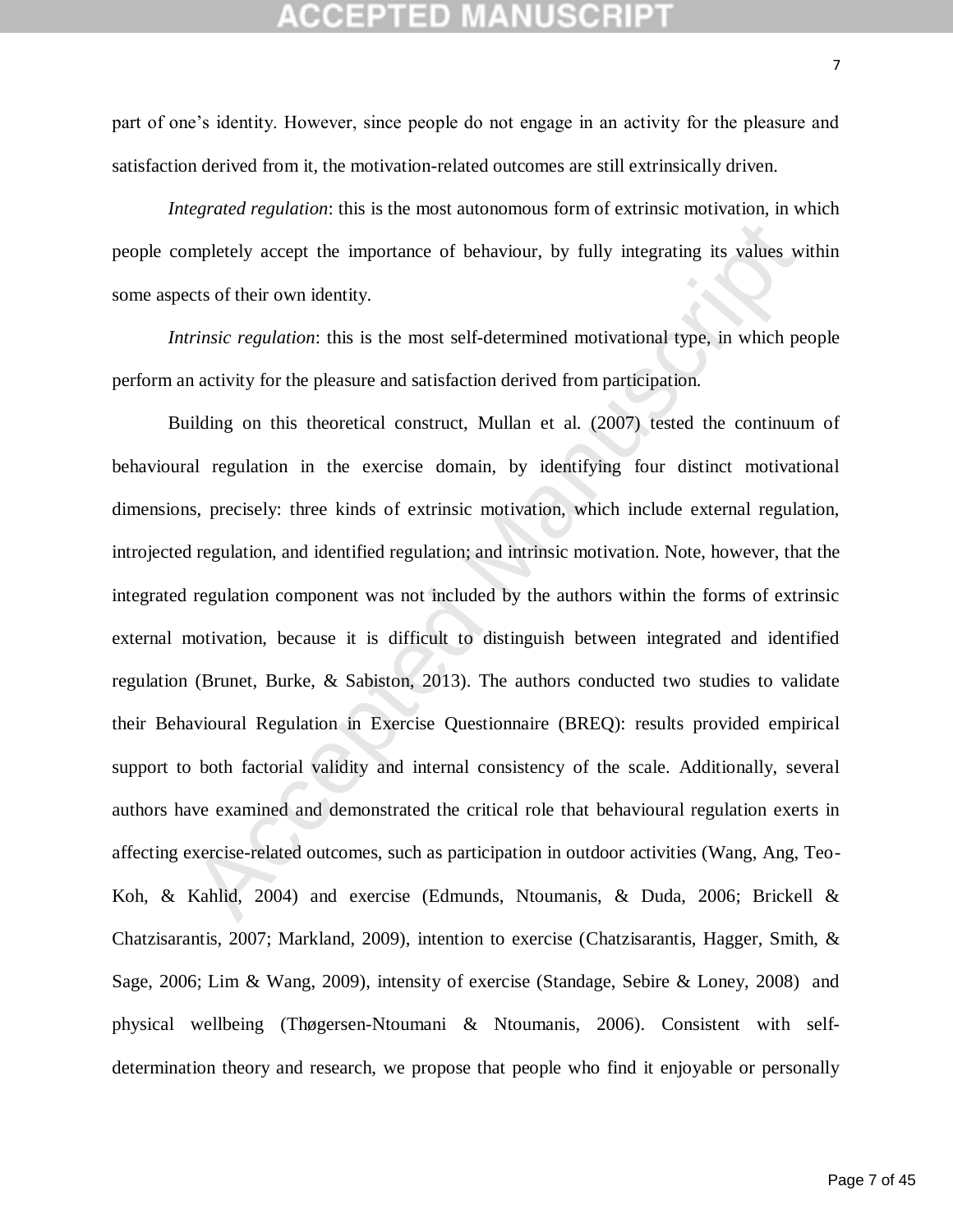part of one's identity. However, since people do not engage in an activity for the pleasure and satisfaction derived from it, the motivation-related outcomes are still extrinsically driven.

*Integrated regulation*: this is the most autonomous form of extrinsic motivation, in which people completely accept the importance of behaviour, by fully integrating its values within some aspects of their own identity.

*Intrinsic regulation*: this is the most self-determined motivational type, in which people perform an activity for the pleasure and satisfaction derived from participation.

Building on this theoretical construct, Mullan et al. (2007) tested the continuum of behavioural regulation in the exercise domain, by identifying four distinct motivational dimensions, precisely: three kinds of extrinsic motivation, which include external regulation, introjected regulation, and identified regulation; and intrinsic motivation. Note, however, that the integrated regulation component was not included by the authors within the forms of extrinsic external motivation, because it is difficult to distinguish between integrated and identified regulation (Brunet, Burke, & Sabiston, 2013). The authors conducted two studies to validate their Behavioural Regulation in Exercise Questionnaire (BREQ): results provided empirical support to both factorial validity and internal consistency of the scale. Additionally, several authors have examined and demonstrated the critical role that behavioural regulation exerts in affecting exercise-related outcomes, such as participation in outdoor activities (Wang, Ang, Teo-Koh, & Kahlid, 2004) and exercise (Edmunds, Ntoumanis, & Duda, 2006; Brickell & Chatzisarantis, 2007; Markland, 2009), intention to exercise (Chatzisarantis, Hagger, Smith, & Sage, 2006; Lim & Wang, 2009), intensity of exercise (Standage, Sebire & Loney, 2008) and physical wellbeing (Thøgersen-Ntoumani & Ntoumanis, 2006). Consistent with self-determination theory and research, we propose that people who find it enjoyable or personally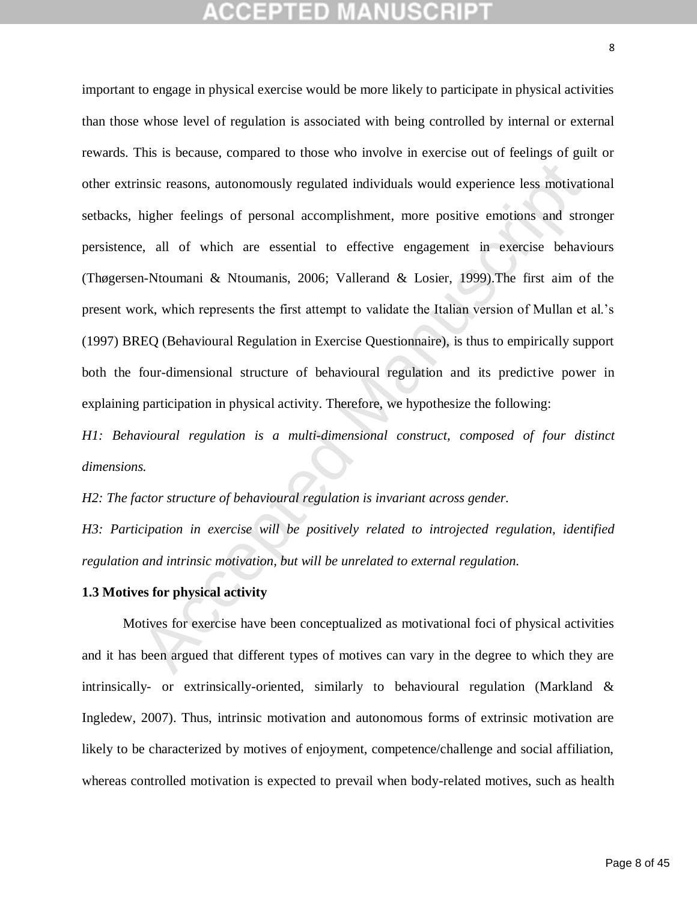important to engage in physical exercise would be more likely to participate in physical activities than those whose level of regulation is associated with being controlled by internal or external rewards. This is because, compared to those who involve in exercise out of feelings of guilt or other extrinsic reasons, autonomously regulated individuals would experience less motivational setbacks, higher feelings of personal accomplishment, more positive emotions and stronger persistence, all of which are essential to effective engagement in exercise behaviours (Thøgersen-Ntoumani & Ntoumanis, 2006; Vallerand & Losier, 1999).The first aim of the present work, which represents the first attempt to validate the Italian version of Mullan et al.'s (1997) BREQ (Behavioural Regulation in Exercise Questionnaire), is thus to empirically support both the four-dimensional structure of behavioural regulation and its predictive power in explaining participation in physical activity. Therefore, we hypothesize the following:

*H1: Behavioural regulation is a multi-dimensional construct, composed of four distinct dimensions.*

*H2: The factor structure of behavioural regulation is invariant across gender.*

*H3: Participation in exercise will be positively related to introjected regulation, identified regulation and intrinsic motivation, but will be unrelated to external regulation.*

### 1.3 Motives for physical activity

Motives for exercise have been conceptualized as motivational foci of physical activities and it has been argued that different types of motives can vary in the degree to which they are intrinsically- or extrinsically-oriented, similarly to behavioural regulation (Markland & Ingledew, 2007). Thus, intrinsic motivation and autonomous forms of extrinsic motivation are likely to be characterized by motives of enjoyment, competence/challenge and social affiliation, whereas controlled motivation is expected to prevail when body-related motives, such as health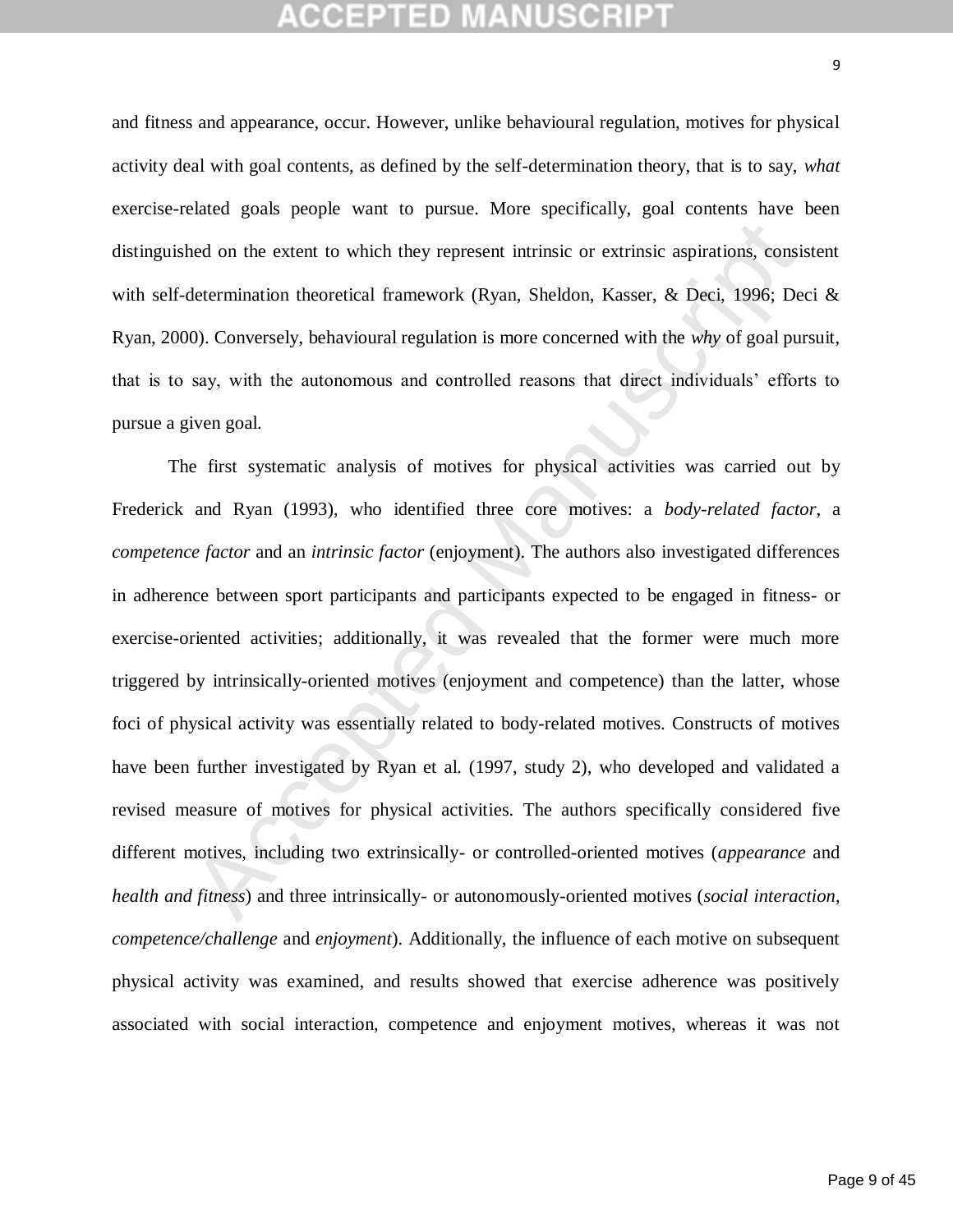and fitness and appearance, occur. However, unlike behavioural regulation, motives for physical activity deal with goal contents, as defined by the self-determination theory, that is to say, *what* exercise-related goals people want to pursue. More specifically, goal contents have been distinguished on the extent to which they represent intrinsic or extrinsic aspirations, consistent with self-determination theoretical framework (Ryan, Sheldon, Kasser, & Deci, 1996; Deci & Ryan, 2000). Conversely, behavioural regulation is more concerned with the *why* of goal pursuit, that is to say, with the autonomous and controlled reasons that direct individuals' efforts to pursue a given goal.

The first systematic analysis of motives for physical activities was carried out by Frederick and Ryan (1993), who identified three core motives: a *body-related factor*, a *competence factor* and an *intrinsic factor* (enjoyment). The authors also investigated differences in adherence between sport participants and participants expected to be engaged in fitness- or exercise-oriented activities; additionally, it was revealed that the former were much more triggered by intrinsically-oriented motives (enjoyment and competence) than the latter, whose foci of physical activity was essentially related to body-related motives. Constructs of motives have been further investigated by Ryan et al. (1997, study 2), who developed and validated a revised measure of motives for physical activities. The authors specifically considered five different motives, including two extrinsically- or controlled-oriented motives (*appearance* and *health and fitness*) and three intrinsically- or autonomously-oriented motives (*social interaction*, *competence/challenge* and *enjoyment*). Additionally, the influence of each motive on subsequent physical activity was examined, and results showed that exercise adherence was positively associated with social interaction, competence and enjoyment motives, whereas it was not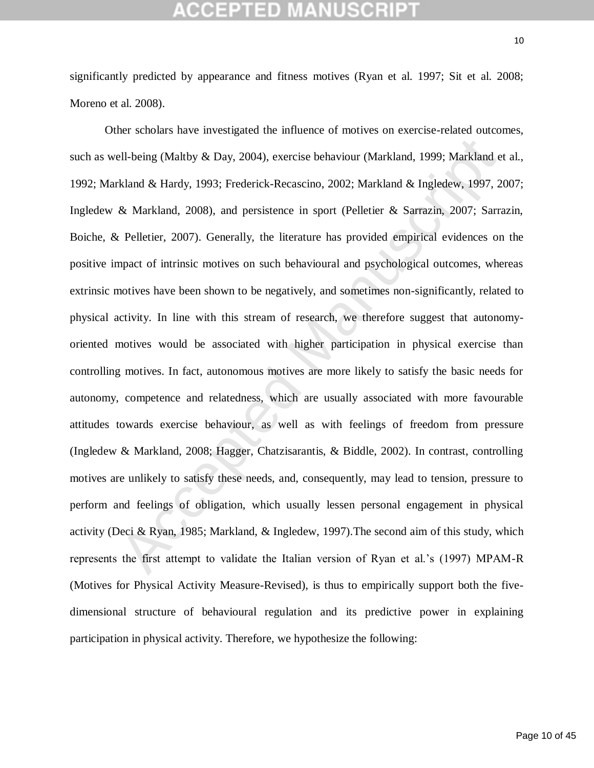significantly predicted by appearance and fitness motives (Ryan et al. 1997; Sit et al. 2008; Moreno et al. 2008).

Other scholars have investigated the influence of motives on exercise-related outcomes, such as well-being (Maltby & Day, 2004), exercise behaviour (Markland, 1999; Markland et al., 1992; Markland & Hardy, 1993; Frederick-Recascino, 2002; Markland & Ingledew, 1997, 2007; Ingledew & Markland, 2008), and persistence in sport (Pelletier & Sarrazin, 2007; Sarrazin, Boiche, & Pelletier, 2007). Generally, the literature has provided empirical evidences on the positive impact of intrinsic motives on such behavioural and psychological outcomes, whereas extrinsic motives have been shown to be negatively, and sometimes non-significantly, related to physical activity. In line with this stream of research, we therefore suggest that autonomy-oriented motives would be associated with higher participation in physical exercise than controlling motives. In fact, autonomous motives are more likely to satisfy the basic needs for autonomy, competence and relatedness, which are usually associated with more favourable attitudes towards exercise behaviour, as well as with feelings of freedom from pressure (Ingledew & Markland, 2008; Hagger, Chatzisarantis, & Biddle, 2002). In contrast, controlling motives are unlikely to satisfy these needs, and, consequently, may lead to tension, pressure to perform and feelings of obligation, which usually lessen personal engagement in physical activity (Deci & Ryan, 1985; Markland, & Ingledew, 1997).The second aim of this study, which represents the first attempt to validate the Italian version of Ryan et al.'s (1997) MPAM-R (Motives for Physical Activity Measure-Revised), is thus to empirically support both the five-dimensional structure of behavioural regulation and its predictive power in explaining participation in physical activity. Therefore, we hypothesize the following: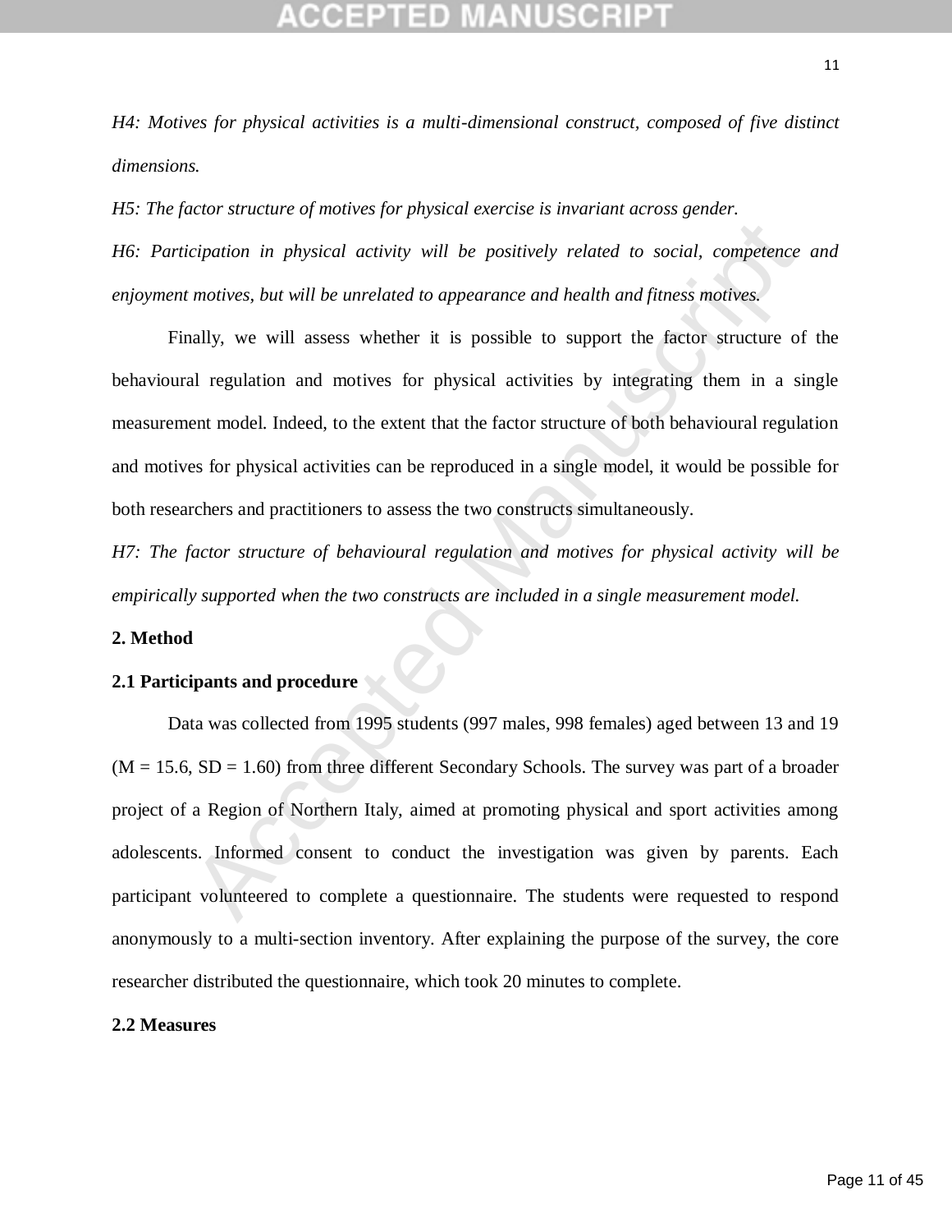*H4: Motives for physical activities is a multi-dimensional construct, composed of five distinct dimensions.*

*H5: The factor structure of motives for physical exercise is invariant across gender.*

*H6: Participation in physical activity will be positively related to social, competence and enjoyment motives, but will be unrelated to appearance and health and fitness motives.*

Finally, we will assess whether it is possible to support the factor structure of the behavioural regulation and motives for physical activities by integrating them in a single measurement model. Indeed, to the extent that the factor structure of both behavioural regulation and motives for physical activities can be reproduced in a single model, it would be possible for both researchers and practitioners to assess the two constructs simultaneously.

*H7: The factor structure of behavioural regulation and motives for physical activity will be empirically supported when the two constructs are included in a single measurement model.*

## 2. Method

### 2.1 Participants and procedure

Data was collected from 1995 students (997 males, 998 females) aged between 13 and 19 (M = 15.6, SD = 1.60) from three different Secondary Schools. The survey was part of a broader project of a Region of Northern Italy, aimed at promoting physical and sport activities among adolescents. Informed consent to conduct the investigation was given by parents. Each participant volunteered to complete a questionnaire. The students were requested to respond anonymously to a multi-section inventory. After explaining the purpose of the survey, the core researcher distributed the questionnaire, which took 20 minutes to complete.

### 2.2 Measures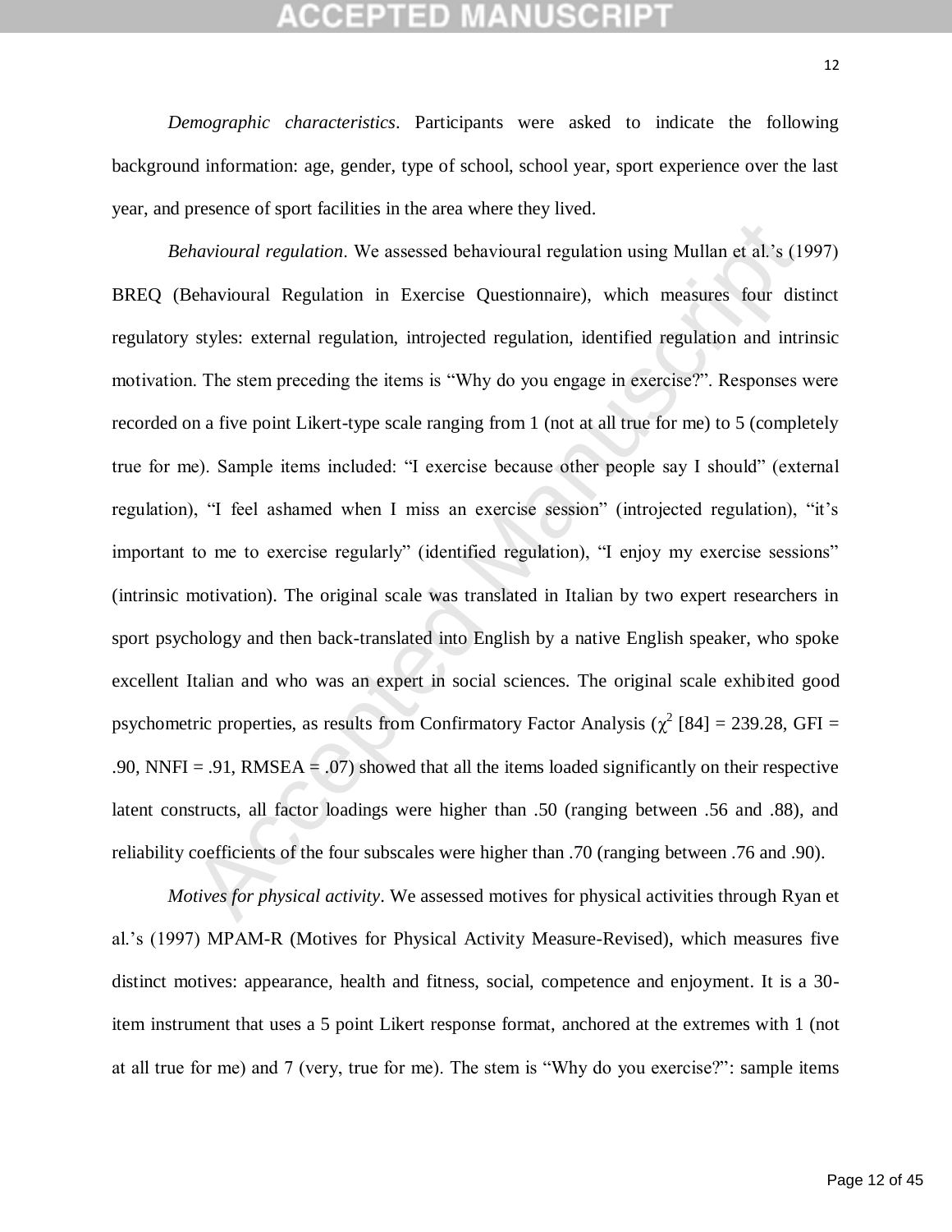*Demographic characteristics*. Participants were asked to indicate the following background information: age, gender, type of school, school year, sport experience over the last year, and presence of sport facilities in the area where they lived.

*Behavioural regulation*. We assessed behavioural regulation using Mullan et al.'s (1997) BREQ (Behavioural Regulation in Exercise Questionnaire), which measures four distinct regulatory styles: external regulation, introjected regulation, identified regulation and intrinsic motivation. The stem preceding the items is "Why do you engage in exercise?". Responses were recorded on a five point Likert-type scale ranging from 1 (not at all true for me) to 5 (completely true for me). Sample items included: "I exercise because other people say I should" (external regulation), "I feel ashamed when I miss an exercise session" (introjected regulation), "it's important to me to exercise regularly" (identified regulation), "I enjoy my exercise sessions" (intrinsic motivation). The original scale was translated in Italian by two expert researchers in sport psychology and then back-translated into English by a native English speaker, who spoke excellent Italian and who was an expert in social sciences. The original scale exhibited good psychometric properties, as results from Confirmatory Factor Analysis ($\chi^2$ [84] = 239.28, GFI = .90, NNFI = .91, RMSEA = .07) showed that all the items loaded significantly on their respective latent constructs, all factor loadings were higher than .50 (ranging between .56 and .88), and reliability coefficients of the four subscales were higher than .70 (ranging between .76 and .90).

*Motives for physical activity*. We assessed motives for physical activities through Ryan et al.'s (1997) MPAM-R (Motives for Physical Activity Measure-Revised), which measures five distinct motives: appearance, health and fitness, social, competence and enjoyment. It is a 30-item instrument that uses a 5 point Likert response format, anchored at the extremes with 1 (not at all true for me) and 7 (very, true for me). The stem is "Why do you exercise?": sample items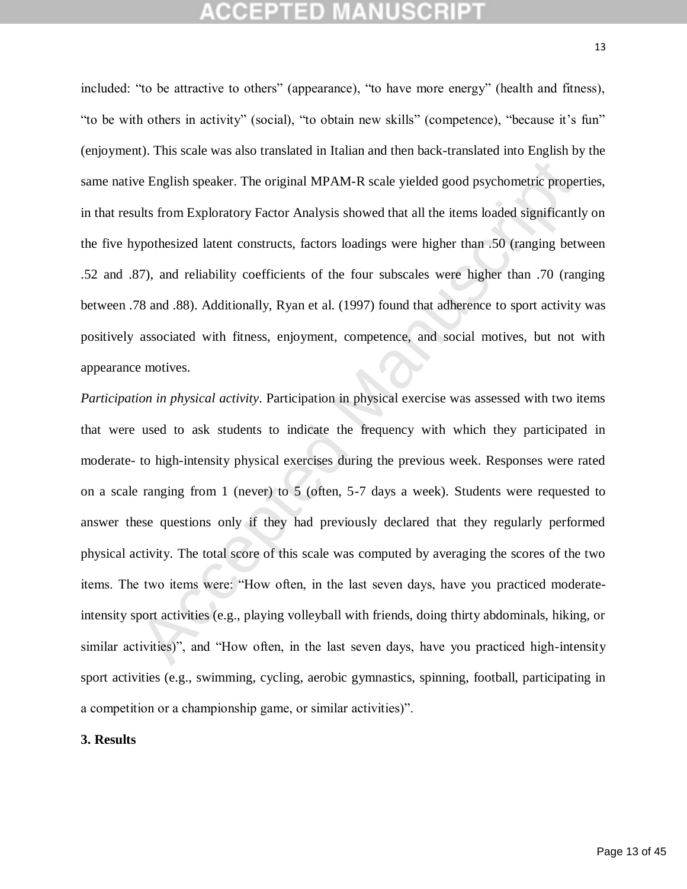included: “to be attractive to others” (appearance), “to have more energy” (health and fitness), “to be with others in activity” (social), “to obtain new skills” (competence), “because it’s fun” (enjoyment). This scale was also translated in Italian and then back-translated into English by the same native English speaker. The original MPAM-R scale yielded good psychometric properties, in that results from Exploratory Factor Analysis showed that all the items loaded significantly on the five hypothesized latent constructs, factors loadings were higher than .50 (ranging between .52 and .87), and reliability coefficients of the four subscales were higher than .70 (ranging between .78 and .88). Additionally, Ryan et al. (1997) found that adherence to sport activity was positively associated with fitness, enjoyment, competence, and social motives, but not with appearance motives.

*Participation in physical activity*. Participation in physical exercise was assessed with two items that were used to ask students to indicate the frequency with which they participated in moderate- to high-intensity physical exercises during the previous week. Responses were rated on a scale ranging from 1 (never) to 5 (often, 5-7 days a week). Students were requested to answer these questions only if they had previously declared that they regularly performed physical activity. The total score of this scale was computed by averaging the scores of the two items. The two items were: “How often, in the last seven days, have you practiced moderate-intensity sport activities (e.g., playing volleyball with friends, doing thirty abdominals, hiking, or similar activities)”, and “How often, in the last seven days, have you practiced high-intensity sport activities (e.g., swimming, cycling, aerobic gymnastics, spinning, football, participating in a competition or a championship game, or similar activities)”.

**3. Results**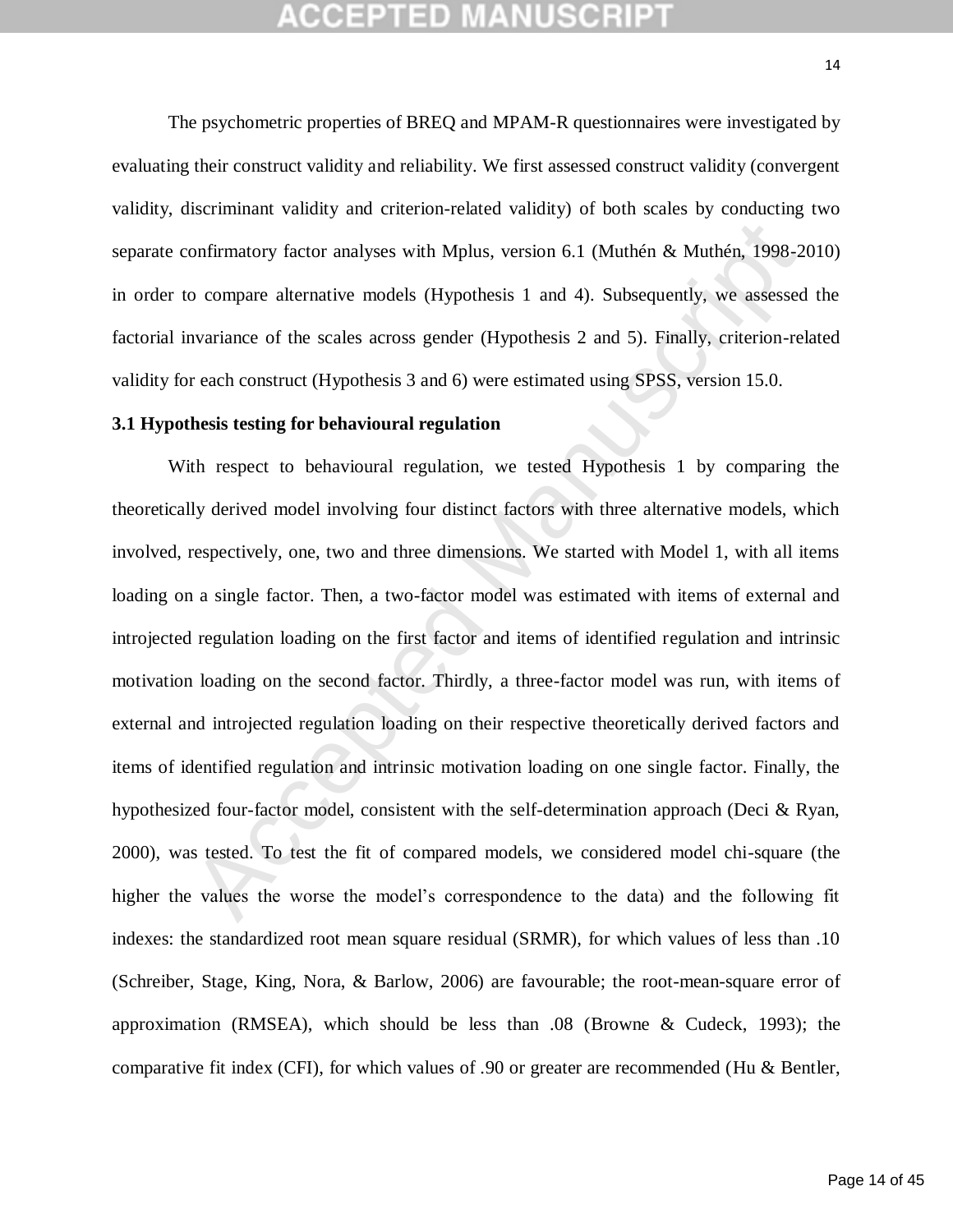The psychometric properties of BREQ and MPAM-R questionnaires were investigated by evaluating their construct validity and reliability. We first assessed construct validity (convergent validity, discriminant validity and criterion-related validity) of both scales by conducting two separate confirmatory factor analyses with Mplus, version 6.1 (Muthén & Muthén, 1998-2010) in order to compare alternative models (Hypothesis 1 and 4). Subsequently, we assessed the factorial invariance of the scales across gender (Hypothesis 2 and 5). Finally, criterion-related validity for each construct (Hypothesis 3 and 6) were estimated using SPSS, version 15.0.

### 3.1 Hypothesis testing for behavioural regulation

With respect to behavioural regulation, we tested Hypothesis 1 by comparing the theoretically derived model involving four distinct factors with three alternative models, which involved, respectively, one, two and three dimensions. We started with Model 1, with all items loading on a single factor. Then, a two-factor model was estimated with items of external and introjected regulation loading on the first factor and items of identified regulation and intrinsic motivation loading on the second factor. Thirdly, a three-factor model was run, with items of external and introjected regulation loading on their respective theoretically derived factors and items of identified regulation and intrinsic motivation loading on one single factor. Finally, the hypothesized four-factor model, consistent with the self-determination approach (Deci & Ryan, 2000), was tested. To test the fit of compared models, we considered model chi-square (the higher the values the worse the model's correspondence to the data) and the following fit indexes: the standardized root mean square residual (SRMR), for which values of less than .10 (Schreiber, Stage, King, Nora, & Barlow, 2006) are favourable; the root-mean-square error of approximation (RMSEA), which should be less than .08 (Browne & Cudeck, 1993); the comparative fit index (CFI), for which values of .90 or greater are recommended (Hu & Bentler,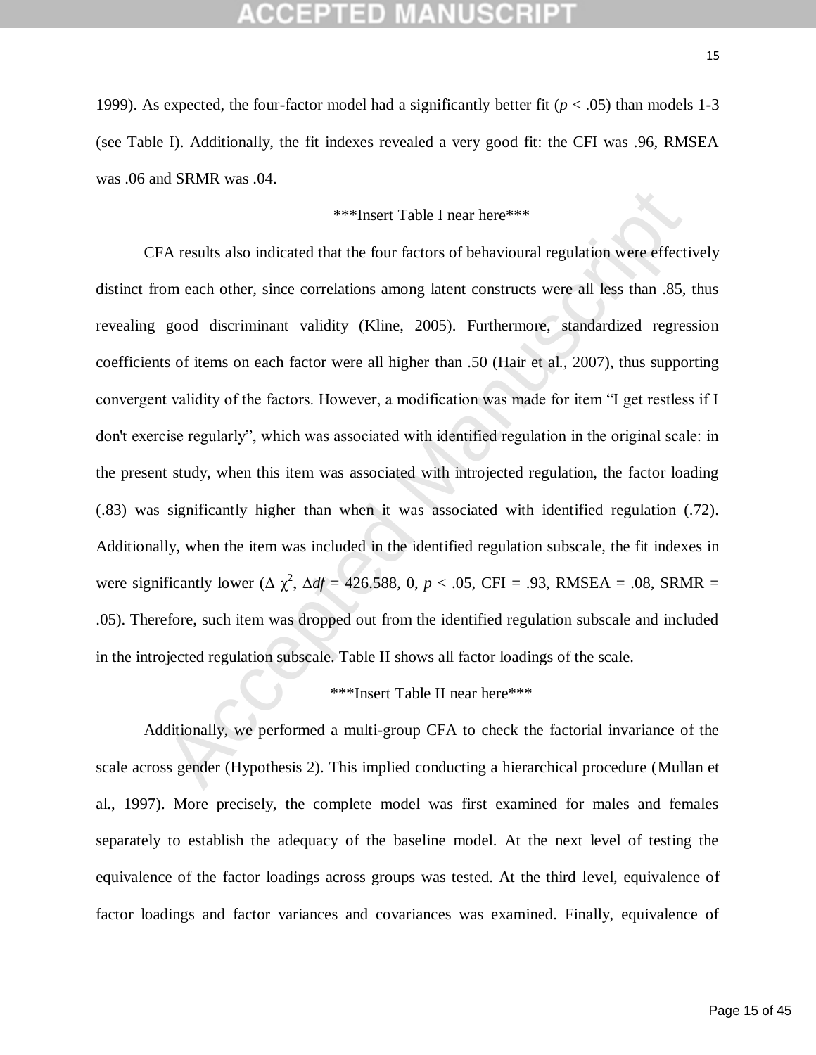1999). As expected, the four-factor model had a significantly better fit ($p < .05$) than models 1-3 (see Table I). Additionally, the fit indexes revealed a very good fit: the CFI was .96, RMSEA was .06 and SRMR was .04.

***Insert Table I near here***

CFA results also indicated that the four factors of behavioural regulation were effectively distinct from each other, since correlations among latent constructs were all less than .85, thus revealing good discriminant validity (Kline, 2005). Furthermore, standardized regression coefficients of items on each factor were all higher than .50 (Hair et al., 2007), thus supporting convergent validity of the factors. However, a modification was made for item "I get restless if I don't exercise regularly", which was associated with identified regulation in the original scale: in the present study, when this item was associated with introjected regulation, the factor loading (.83) was significantly higher than when it was associated with identified regulation (.72). Additionally, when the item was included in the identified regulation subscale, the fit indexes in were significantly lower ($\Delta\ \chi^2$, $\Delta df$ = 426.588, 0, $p < .05$, CFI = .93, RMSEA = .08, SRMR = .05). Therefore, such item was dropped out from the identified regulation subscale and included in the introjected regulation subscale. Table II shows all factor loadings of the scale.

***Insert Table II near here***

Additionally, we performed a multi-group CFA to check the factorial invariance of the scale across gender (Hypothesis 2). This implied conducting a hierarchical procedure (Mullan et al., 1997). More precisely, the complete model was first examined for males and females separately to establish the adequacy of the baseline model. At the next level of testing the equivalence of the factor loadings across groups was tested. At the third level, equivalence of factor loadings and factor variances and covariances was examined. Finally, equivalence of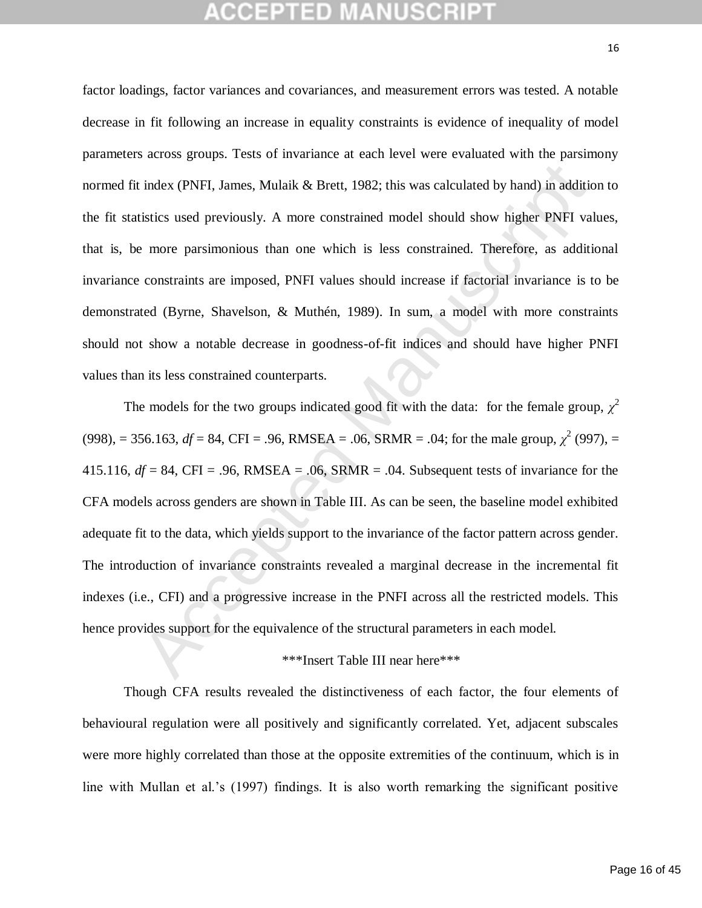factor loadings, factor variances and covariances, and measurement errors was tested. A notable decrease in fit following an increase in equality constraints is evidence of inequality of model parameters across groups. Tests of invariance at each level were evaluated with the parsimony normed fit index (PNFI, James, Mulaik & Brett, 1982; this was calculated by hand) in addition to the fit statistics used previously. A more constrained model should show higher PNFI values, that is, be more parsimonious than one which is less constrained. Therefore, as additional invariance constraints are imposed, PNFI values should increase if factorial invariance is to be demonstrated (Byrne, Shavelson, & Muthén, 1989). In sum, a model with more constraints should not show a notable decrease in goodness-of-fit indices and should have higher PNFI values than its less constrained counterparts.

The models for the two groups indicated good fit with the data: for the female group, $\chi^2$ (998), = 356.163, *df* = 84, CFI = .96, RMSEA = .06, SRMR = .04; for the male group, $\chi^2$ (997), = 415.116, *df* = 84, CFI = .96, RMSEA = .06, SRMR = .04. Subsequent tests of invariance for the CFA models across genders are shown in Table III. As can be seen, the baseline model exhibited adequate fit to the data, which yields support to the invariance of the factor pattern across gender. The introduction of invariance constraints revealed a marginal decrease in the incremental fit indexes (i.e., CFI) and a progressive increase in the PNFI across all the restricted models. This hence provides support for the equivalence of the structural parameters in each model.

***Insert Table III near here***

Though CFA results revealed the distinctiveness of each factor, the four elements of behavioural regulation were all positively and significantly correlated. Yet, adjacent subscales were more highly correlated than those at the opposite extremities of the continuum, which is in line with Mullan et al.'s (1997) findings. It is also worth remarking the significant positive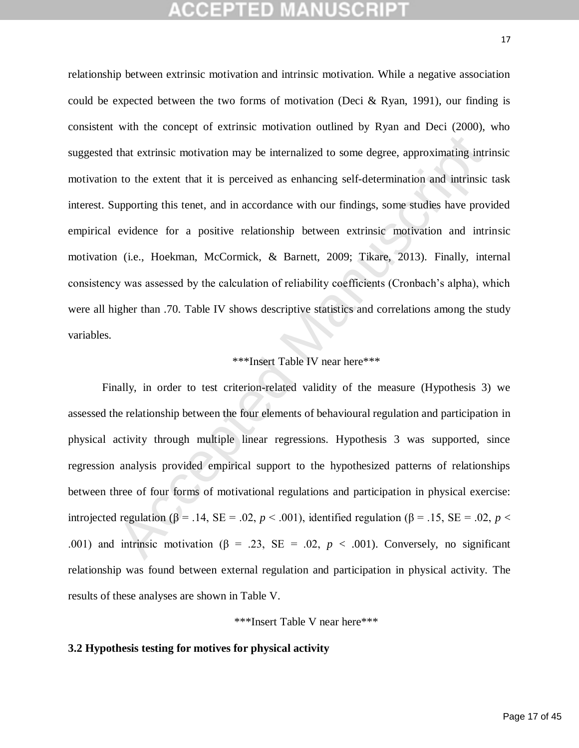relationship between extrinsic motivation and intrinsic motivation. While a negative association could be expected between the two forms of motivation (Deci & Ryan, 1991), our finding is consistent with the concept of extrinsic motivation outlined by Ryan and Deci (2000), who suggested that extrinsic motivation may be internalized to some degree, approximating intrinsic motivation to the extent that it is perceived as enhancing self-determination and intrinsic task interest. Supporting this tenet, and in accordance with our findings, some studies have provided empirical evidence for a positive relationship between extrinsic motivation and intrinsic motivation (i.e., Hoekman, McCormick, & Barnett, 2009; Tikare, 2013). Finally, internal consistency was assessed by the calculation of reliability coefficients (Cronbach's alpha), which were all higher than .70. Table IV shows descriptive statistics and correlations among the study variables.

***Insert Table IV near here***

Finally, in order to test criterion-related validity of the measure (Hypothesis 3) we assessed the relationship between the four elements of behavioural regulation and participation in physical activity through multiple linear regressions. Hypothesis 3 was supported, since regression analysis provided empirical support to the hypothesized patterns of relationships between three of four forms of motivational regulations and participation in physical exercise: introjected regulation ($\beta = .14$, SE = .02, $p < .001$), identified regulation ($\beta = .15$, SE = .02, $p < .001$) and intrinsic motivation ($\beta = .23$, SE = .02, $p < .001$). Conversely, no significant relationship was found between external regulation and participation in physical activity. The results of these analyses are shown in Table V.

***Insert Table V near here***

### 3.2 Hypothesis testing for motives for physical activity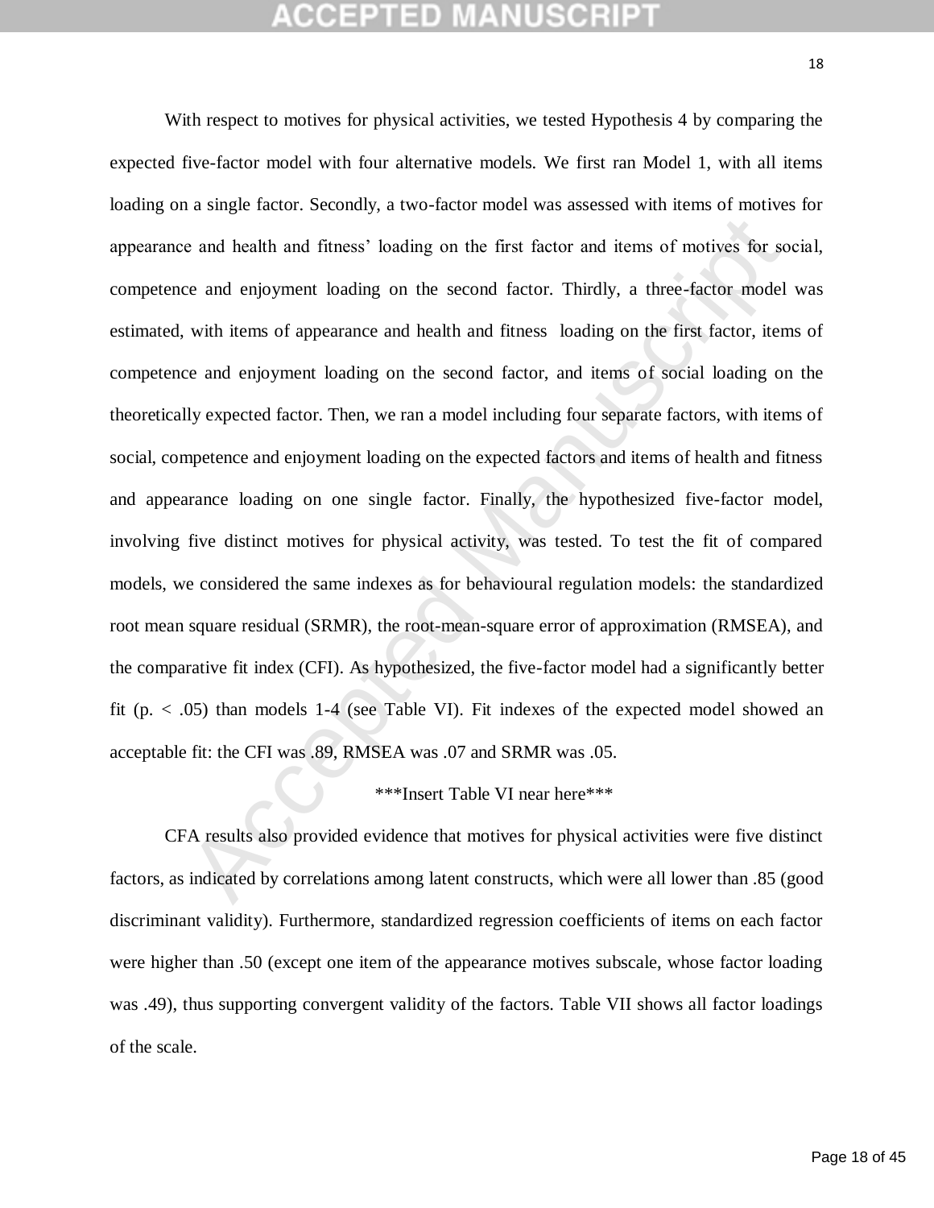With respect to motives for physical activities, we tested Hypothesis 4 by comparing the expected five-factor model with four alternative models. We first ran Model 1, with all items loading on a single factor. Secondly, a two-factor model was assessed with items of motives for appearance and health and fitness' loading on the first factor and items of motives for social, competence and enjoyment loading on the second factor. Thirdly, a three-factor model was estimated, with items of appearance and health and fitness loading on the first factor, items of competence and enjoyment loading on the second factor, and items of social loading on the theoretically expected factor. Then, we ran a model including four separate factors, with items of social, competence and enjoyment loading on the expected factors and items of health and fitness and appearance loading on one single factor. Finally, the hypothesized five-factor model, involving five distinct motives for physical activity, was tested. To test the fit of compared models, we considered the same indexes as for behavioural regulation models: the standardized root mean square residual (SRMR), the root-mean-square error of approximation (RMSEA), and the comparative fit index (CFI). As hypothesized, the five-factor model had a significantly better fit (p. < .05) than models 1-4 (see Table VI). Fit indexes of the expected model showed an acceptable fit: the CFI was .89, RMSEA was .07 and SRMR was .05.

***Insert Table VI near here***

CFA results also provided evidence that motives for physical activities were five distinct factors, as indicated by correlations among latent constructs, which were all lower than .85 (good discriminant validity). Furthermore, standardized regression coefficients of items on each factor were higher than .50 (except one item of the appearance motives subscale, whose factor loading was .49), thus supporting convergent validity of the factors. Table VII shows all factor loadings of the scale.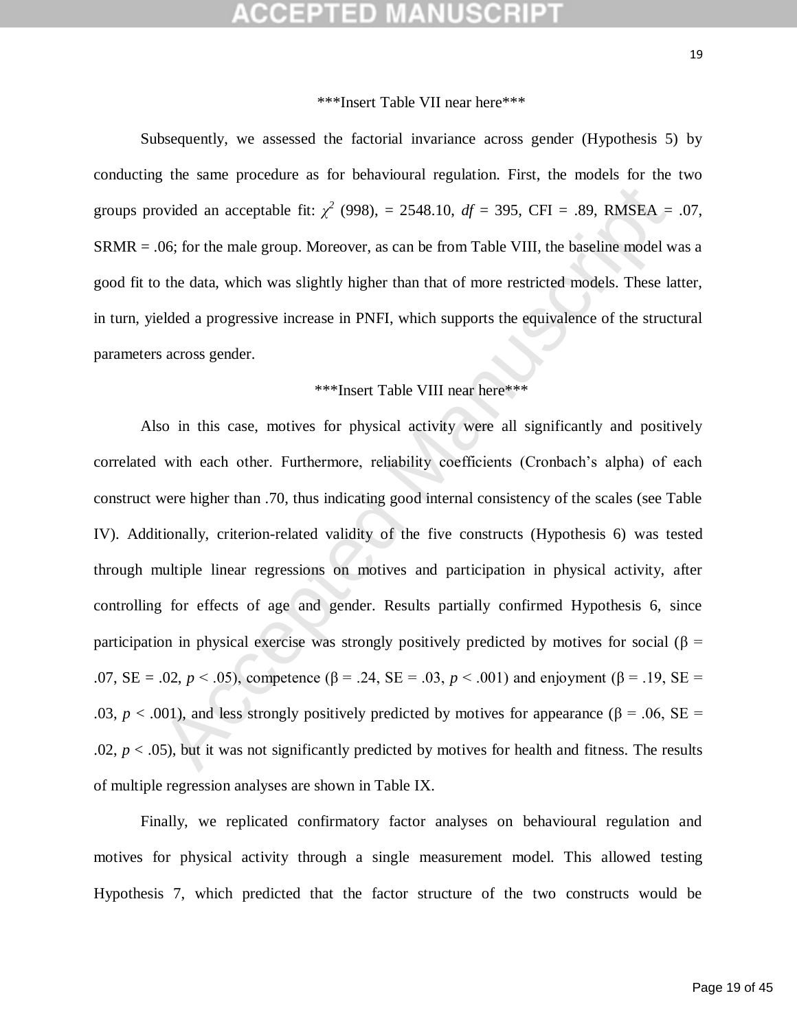\*\*\*Insert Table VII near here\*\*\*

Subsequently, we assessed the factorial invariance across gender (Hypothesis 5) by conducting the same procedure as for behavioural regulation. First, the models for the two groups provided an acceptable fit: $\chi^2$ (998), = 2548.10, *df* = 395, CFI = .89, RMSEA = .07, SRMR = .06; for the male group. Moreover, as can be from Table VIII, the baseline model was a good fit to the data, which was slightly higher than that of more restricted models. These latter, in turn, yielded a progressive increase in PNFI, which supports the equivalence of the structural parameters across gender.

\*\*\*Insert Table VIII near here\*\*\*

Also in this case, motives for physical activity were all significantly and positively correlated with each other. Furthermore, reliability coefficients (Cronbach's alpha) of each construct were higher than .70, thus indicating good internal consistency of the scales (see Table IV). Additionally, criterion-related validity of the five constructs (Hypothesis 6) was tested through multiple linear regressions on motives and participation in physical activity, after controlling for effects of age and gender. Results partially confirmed Hypothesis 6, since participation in physical exercise was strongly positively predicted by motives for social ($\beta$ = .07, SE = .02, $p < .05$), competence ($\beta$ = .24, SE = .03, $p < .001$) and enjoyment ($\beta$ = .19, SE = .03, $p < .001$), and less strongly positively predicted by motives for appearance ($\beta$ = .06, SE = .02, $p < .05$), but it was not significantly predicted by motives for health and fitness. The results of multiple regression analyses are shown in Table IX.

Finally, we replicated confirmatory factor analyses on behavioural regulation and motives for physical activity through a single measurement model. This allowed testing Hypothesis 7, which predicted that the factor structure of the two constructs would be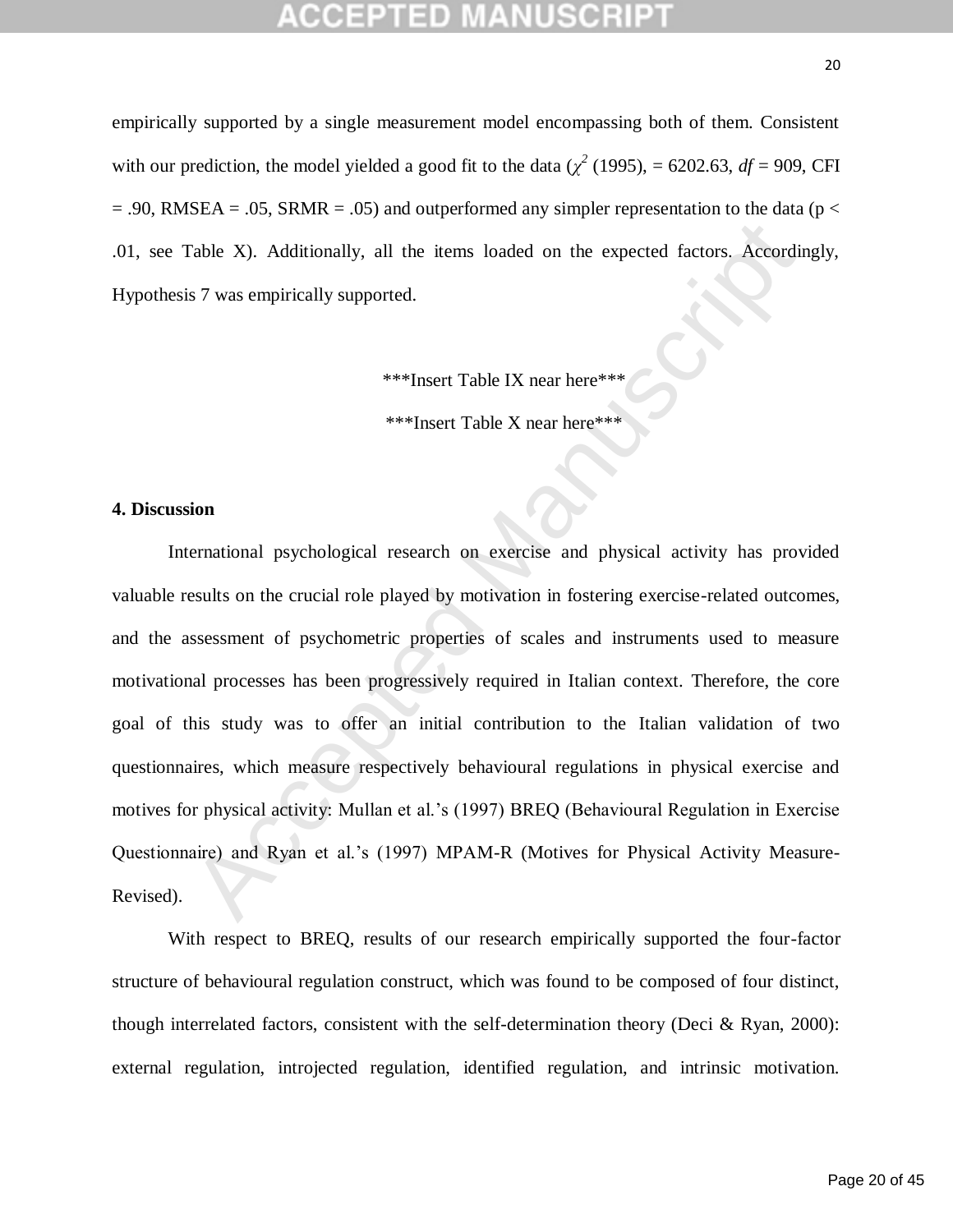empirically supported by a single measurement model encompassing both of them. Consistent with our prediction, the model yielded a good fit to the data ($\chi^2$ (1995), = 6202.63, *df* = 909, CFI = .90, RMSEA = .05, SRMR = .05) and outperformed any simpler representation to the data ($p < .01$, see Table X). Additionally, all the items loaded on the expected factors. Accordingly, Hypothesis 7 was empirically supported.

***Insert Table IX near here***

***Insert Table X near here***

**4. Discussion**

International psychological research on exercise and physical activity has provided valuable results on the crucial role played by motivation in fostering exercise-related outcomes, and the assessment of psychometric properties of scales and instruments used to measure motivational processes has been progressively required in Italian context. Therefore, the core goal of this study was to offer an initial contribution to the Italian validation of two questionnaires, which measure respectively behavioural regulations in physical exercise and motives for physical activity: Mullan et al.'s (1997) BREQ (Behavioural Regulation in Exercise Questionnaire) and Ryan et al.'s (1997) MPAM-R (Motives for Physical Activity Measure-Revised).

With respect to BREQ, results of our research empirically supported the four-factor structure of behavioural regulation construct, which was found to be composed of four distinct, though interrelated factors, consistent with the self-determination theory (Deci & Ryan, 2000): external regulation, introjected regulation, identified regulation, and intrinsic motivation.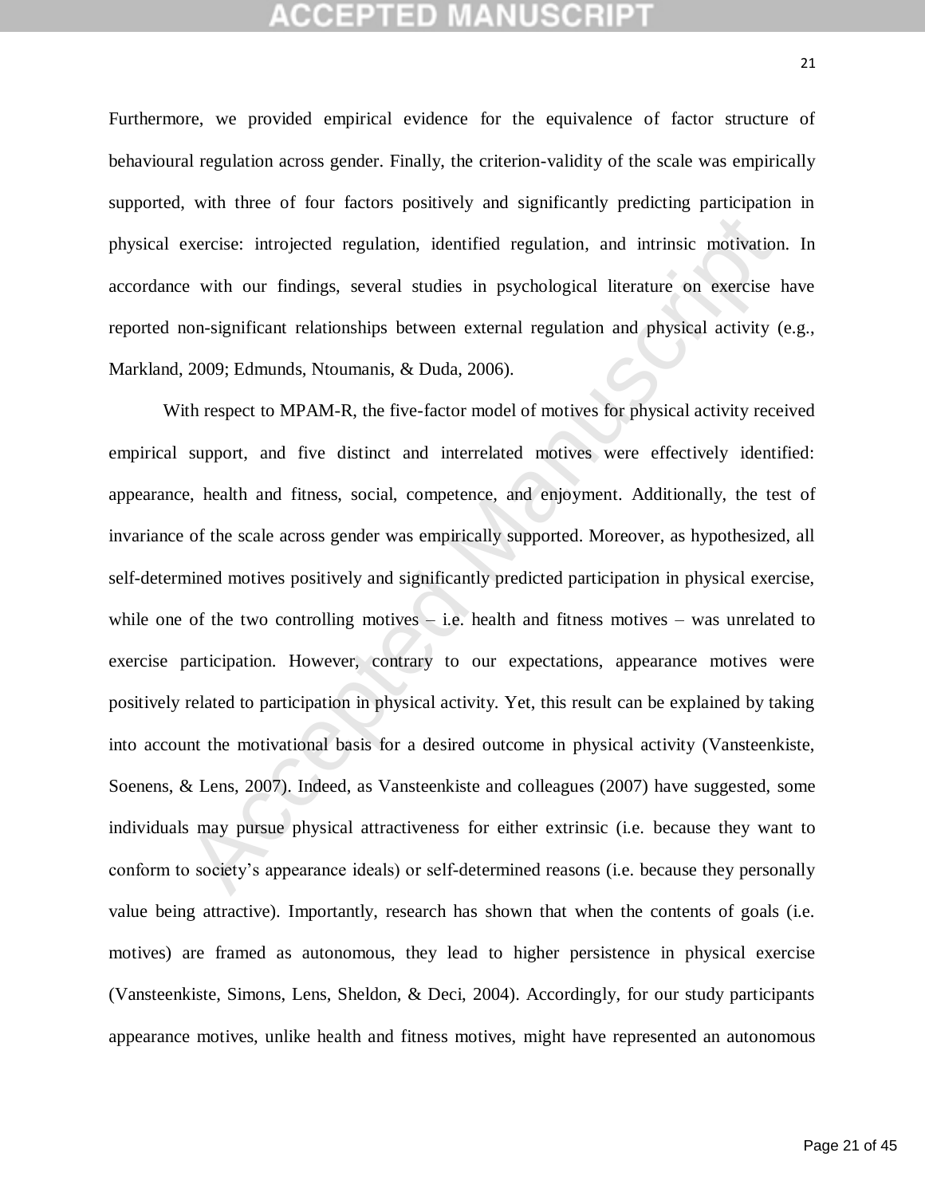Furthermore, we provided empirical evidence for the equivalence of factor structure of behavioural regulation across gender. Finally, the criterion-validity of the scale was empirically supported, with three of four factors positively and significantly predicting participation in physical exercise: introjected regulation, identified regulation, and intrinsic motivation. In accordance with our findings, several studies in psychological literature on exercise have reported non-significant relationships between external regulation and physical activity (e.g., Markland, 2009; Edmunds, Ntoumanis, & Duda, 2006).

With respect to MPAM-R, the five-factor model of motives for physical activity received empirical support, and five distinct and interrelated motives were effectively identified: appearance, health and fitness, social, competence, and enjoyment. Additionally, the test of invariance of the scale across gender was empirically supported. Moreover, as hypothesized, all self-determined motives positively and significantly predicted participation in physical exercise, while one of the two controlling motives – i.e. health and fitness motives – was unrelated to exercise participation. However, contrary to our expectations, appearance motives were positively related to participation in physical activity. Yet, this result can be explained by taking into account the motivational basis for a desired outcome in physical activity (Vansteenkiste, Soenens, & Lens, 2007). Indeed, as Vansteenkiste and colleagues (2007) have suggested, some individuals may pursue physical attractiveness for either extrinsic (i.e. because they want to conform to society's appearance ideals) or self-determined reasons (i.e. because they personally value being attractive). Importantly, research has shown that when the contents of goals (i.e. motives) are framed as autonomous, they lead to higher persistence in physical exercise (Vansteenkiste, Simons, Lens, Sheldon, & Deci, 2004). Accordingly, for our study participants appearance motives, unlike health and fitness motives, might have represented an autonomous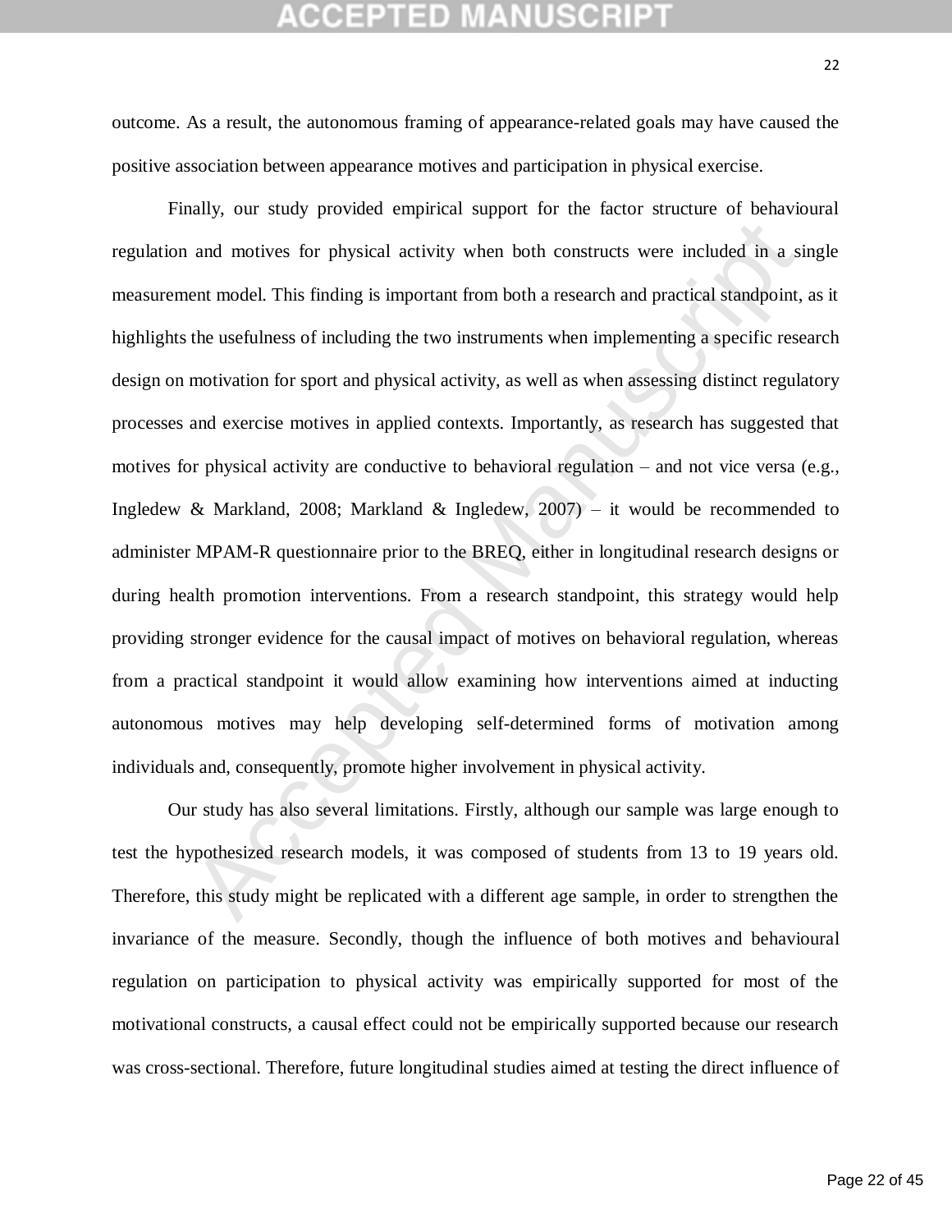outcome. As a result, the autonomous framing of appearance-related goals may have caused the positive association between appearance motives and participation in physical exercise.

Finally, our study provided empirical support for the factor structure of behavioural regulation and motives for physical activity when both constructs were included in a single measurement model. This finding is important from both a research and practical standpoint, as it highlights the usefulness of including the two instruments when implementing a specific research design on motivation for sport and physical activity, as well as when assessing distinct regulatory processes and exercise motives in applied contexts. Importantly, as research has suggested that motives for physical activity are conductive to behavioral regulation – and not vice versa (e.g., Ingledew & Markland, 2008; Markland & Ingledew, 2007) – it would be recommended to administer MPAM-R questionnaire prior to the BREQ, either in longitudinal research designs or during health promotion interventions. From a research standpoint, this strategy would help providing stronger evidence for the causal impact of motives on behavioral regulation, whereas from a practical standpoint it would allow examining how interventions aimed at inducting autonomous motives may help developing self-determined forms of motivation among individuals and, consequently, promote higher involvement in physical activity.

Our study has also several limitations. Firstly, although our sample was large enough to test the hypothesized research models, it was composed of students from 13 to 19 years old. Therefore, this study might be replicated with a different age sample, in order to strengthen the invariance of the measure. Secondly, though the influence of both motives and behavioural regulation on participation to physical activity was empirically supported for most of the motivational constructs, a causal effect could not be empirically supported because our research was cross-sectional. Therefore, future longitudinal studies aimed at testing the direct influence of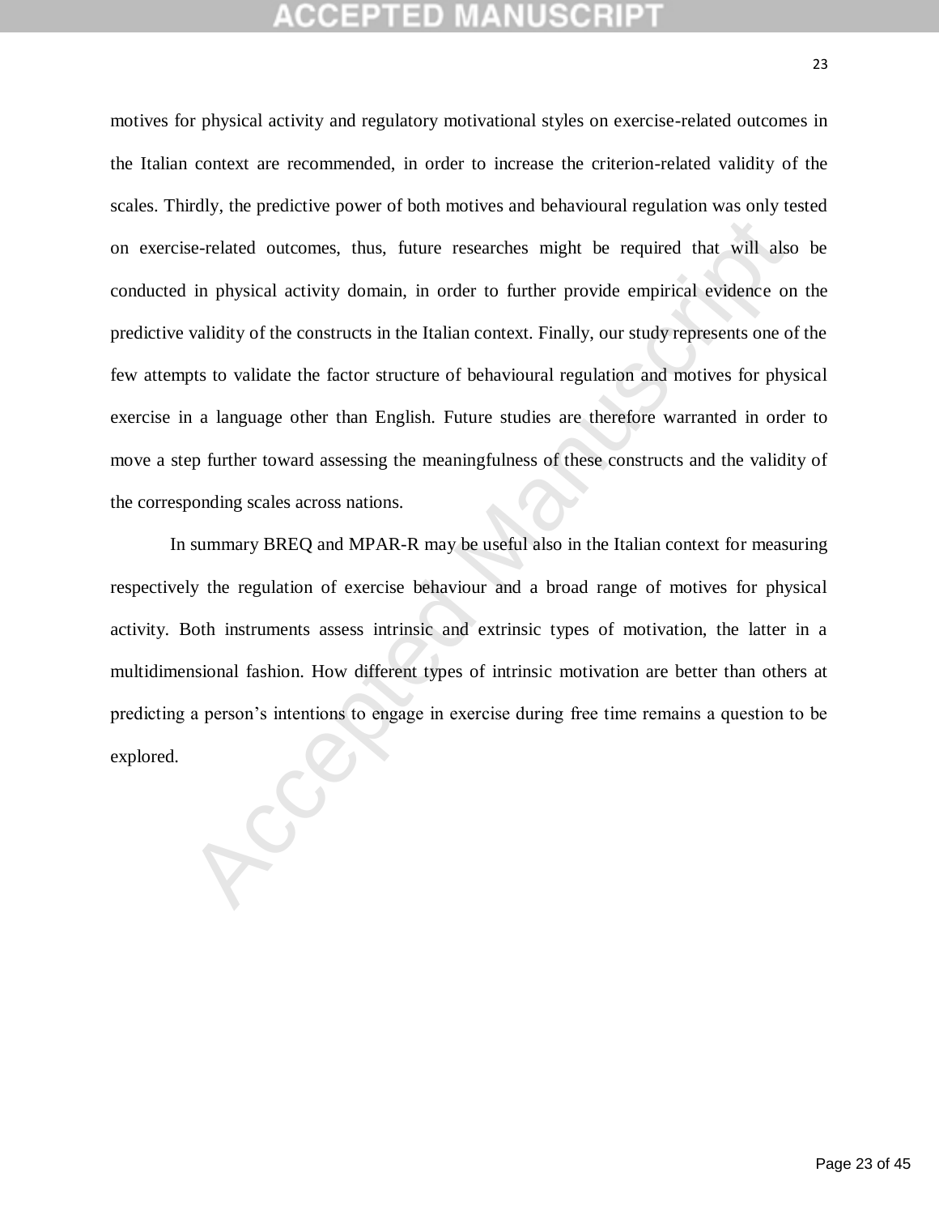motives for physical activity and regulatory motivational styles on exercise-related outcomes in the Italian context are recommended, in order to increase the criterion-related validity of the scales. Thirdly, the predictive power of both motives and behavioural regulation was only tested on exercise-related outcomes, thus, future researches might be required that will also be conducted in physical activity domain, in order to further provide empirical evidence on the predictive validity of the constructs in the Italian context. Finally, our study represents one of the few attempts to validate the factor structure of behavioural regulation and motives for physical exercise in a language other than English. Future studies are therefore warranted in order to move a step further toward assessing the meaningfulness of these constructs and the validity of the corresponding scales across nations.

In summary BREQ and MPAR-R may be useful also in the Italian context for measuring respectively the regulation of exercise behaviour and a broad range of motives for physical activity. Both instruments assess intrinsic and extrinsic types of motivation, the latter in a multidimensional fashion. How different types of intrinsic motivation are better than others at predicting a person's intentions to engage in exercise during free time remains a question to be explored.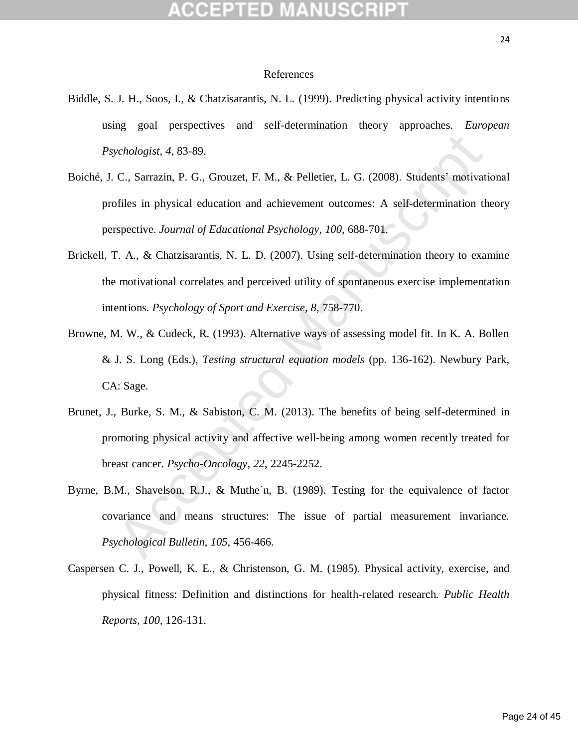# References

Biddle, S. J. H., Soos, I., & Chatzisarantis, N. L. (1999). Predicting physical activity intentions using goal perspectives and self-determination theory approaches. *European Psychologist*, *4*, 83-89.

Boiché, J. C., Sarrazin, P. G., Grouzet, F. M., & Pelletier, L. G. (2008). Students' motivational profiles in physical education and achievement outcomes: A self-determination theory perspective. *Journal of Educational Psychology*, *100*, 688-701.

Brickell, T. A., & Chatzisarantis, N. L. D. (2007). Using self-determination theory to examine the motivational correlates and perceived utility of spontaneous exercise implementation intentions. *Psychology of Sport and Exercise, 8*, 758-770.

Browne, M. W., & Cudeck, R. (1993). Alternative ways of assessing model fit. In K. A. Bollen & J. S. Long (Eds.), *Testing structural equation models* (pp. 136-162). Newbury Park, CA: Sage.

Brunet, J., Burke, S. M., & Sabiston, C. M. (2013). The benefits of being self-determined in promoting physical activity and affective well-being among women recently treated for breast cancer. *Psycho-Oncology, 22*, 2245-2252.

Byrne, B.M., Shavelson, R.J., & Muthe´n, B. (1989). Testing for the equivalence of factor covariance and means structures: The issue of partial measurement invariance. *Psychological Bulletin, 105*, 456-466.

Caspersen C. J., Powell, K. E., & Christenson, G. M. (1985). Physical activity, exercise, and physical fitness: Definition and distinctions for health-related research. *Public Health Reports, 100*, 126-131.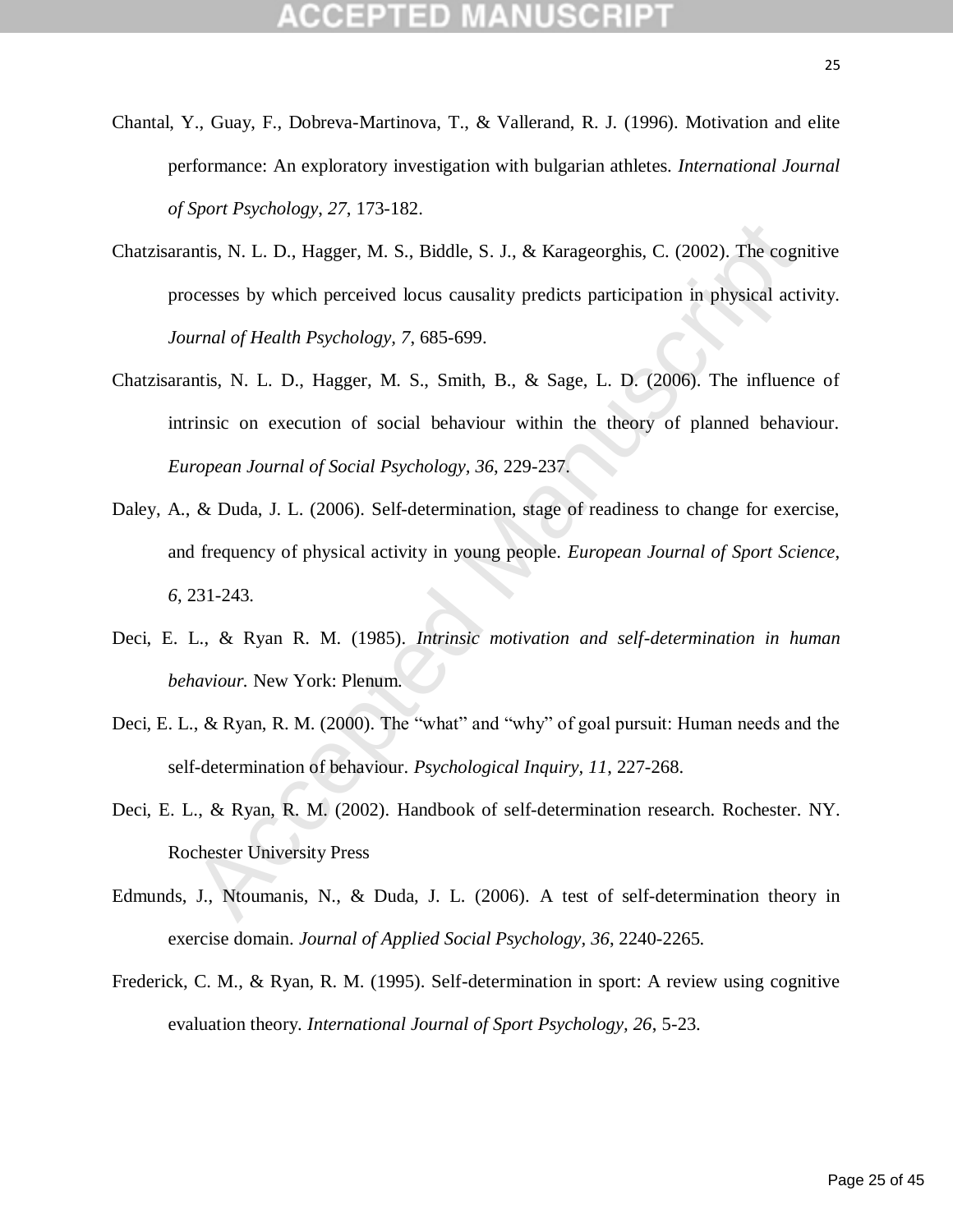Chantal, Y., Guay, F., Dobreva-Martinova, T., & Vallerand, R. J. (1996). Motivation and elite performance: An exploratory investigation with bulgarian athletes. *International Journal of Sport Psychology*, *27*, 173-182.

Chatzisarantis, N. L. D., Hagger, M. S., Biddle, S. J., & Karageorghis, C. (2002). The cognitive processes by which perceived locus causality predicts participation in physical activity. *Journal of Health Psychology*, *7*, 685-699.

Chatzisarantis, N. L. D., Hagger, M. S., Smith, B., & Sage, L. D. (2006). The influence of intrinsic on execution of social behaviour within the theory of planned behaviour. *European Journal of Social Psychology, 36*, 229-237.

Daley, A., & Duda, J. L. (2006). Self-determination, stage of readiness to change for exercise, and frequency of physical activity in young people. *European Journal of Sport Science*, *6*, 231-243.

Deci, E. L., & Ryan R. M. (1985). *Intrinsic motivation and self-determination in human behaviour.* New York: Plenum.

Deci, E. L., & Ryan, R. M. (2000). The "what" and "why" of goal pursuit: Human needs and the self-determination of behaviour. *Psychological Inquiry, 11*, 227-268.

Deci, E. L., & Ryan, R. M. (2002). Handbook of self-determination research. Rochester. NY. Rochester University Press

Edmunds, J., Ntoumanis, N., & Duda, J. L. (2006). A test of self-determination theory in exercise domain. *Journal of Applied Social Psychology, 36*, 2240-2265.

Frederick, C. M., & Ryan, R. M. (1995). Self-determination in sport: A review using cognitive evaluation theory. *International Journal of Sport Psychology, 26*, 5-23.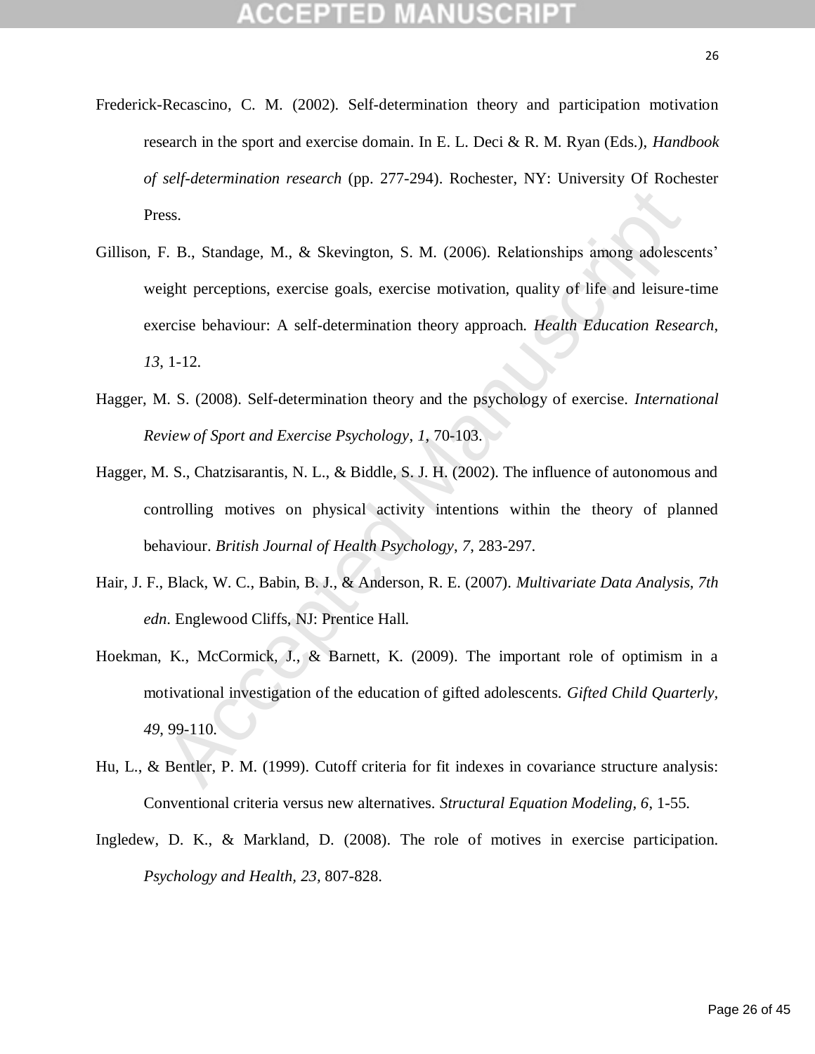Frederick-Recascino, C. M. (2002). Self-determination theory and participation motivation research in the sport and exercise domain. In E. L. Deci & R. M. Ryan (Eds.), *Handbook of self-determination research* (pp. 277-294). Rochester, NY: University Of Rochester Press.

Gillison, F. B., Standage, M., & Skevington, S. M. (2006). Relationships among adolescents' weight perceptions, exercise goals, exercise motivation, quality of life and leisure-time exercise behaviour: A self-determination theory approach. *Health Education Research*, *13*, 1-12.

Hagger, M. S. (2008). Self-determination theory and the psychology of exercise. *International Review of Sport and Exercise Psychology*, *1*, 70-103.

Hagger, M. S., Chatzisarantis, N. L., & Biddle, S. J. H. (2002). The influence of autonomous and controlling motives on physical activity intentions within the theory of planned behaviour. *British Journal of Health Psychology*, *7*, 283-297.

Hair, J. F., Black, W. C., Babin, B. J., & Anderson, R. E. (2007). *Multivariate Data Analysis, 7th edn*. Englewood Cliffs, NJ: Prentice Hall.

Hoekman, K., McCormick, J., & Barnett, K. (2009). The important role of optimism in a motivational investigation of the education of gifted adolescents. *Gifted Child Quarterly*, *49*, 99-110.

Hu, L., & Bentler, P. M. (1999). Cutoff criteria for fit indexes in covariance structure analysis: Conventional criteria versus new alternatives. *Structural Equation Modeling*, *6*, 1-55.

Ingledew, D. K., & Markland, D. (2008). The role of motives in exercise participation. *Psychology and Health*, *23*, 807-828.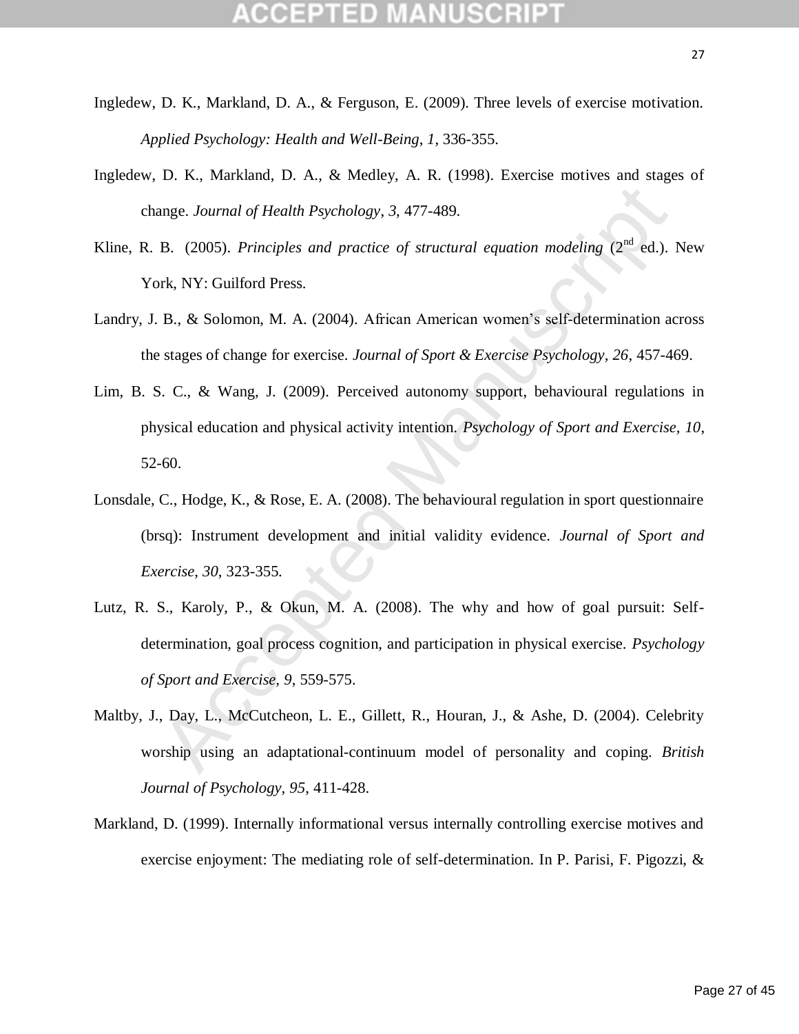Ingledew, D. K., Markland, D. A., & Ferguson, E. (2009). Three levels of exercise motivation. *Applied Psychology: Health and Well-Being*, *1*, 336-355.

Ingledew, D. K., Markland, D. A., & Medley, A. R. (1998). Exercise motives and stages of change. *Journal of Health Psychology*, *3*, 477-489.

Kline, R. B. (2005). *Principles and practice of structural equation modeling* (2nd ed.). New York, NY: Guilford Press.

Landry, J. B., & Solomon, M. A. (2004). African American women's self-determination across the stages of change for exercise. *Journal of Sport & Exercise Psychology*, *26*, 457-469.

Lim, B. S. C., & Wang, J. (2009). Perceived autonomy support, behavioural regulations in physical education and physical activity intention. *Psychology of Sport and Exercise*, *10*, 52-60.

Lonsdale, C., Hodge, K., & Rose, E. A. (2008). The behavioural regulation in sport questionnaire (brsq): Instrument development and initial validity evidence. *Journal of Sport and Exercise*, *30*, 323-355.

Lutz, R. S., Karoly, P., & Okun, M. A. (2008). The why and how of goal pursuit: Self-determination, goal process cognition, and participation in physical exercise. *Psychology of Sport and Exercise*, *9*, 559-575.

Maltby, J., Day, L., McCutcheon, L. E., Gillett, R., Houran, J., & Ashe, D. (2004). Celebrity worship using an adaptational-continuum model of personality and coping. *British Journal of Psychology*, *95*, 411-428.

Markland, D. (1999). Internally informational versus internally controlling exercise motives and exercise enjoyment: The mediating role of self-determination. In P. Parisi, F. Pigozzi, &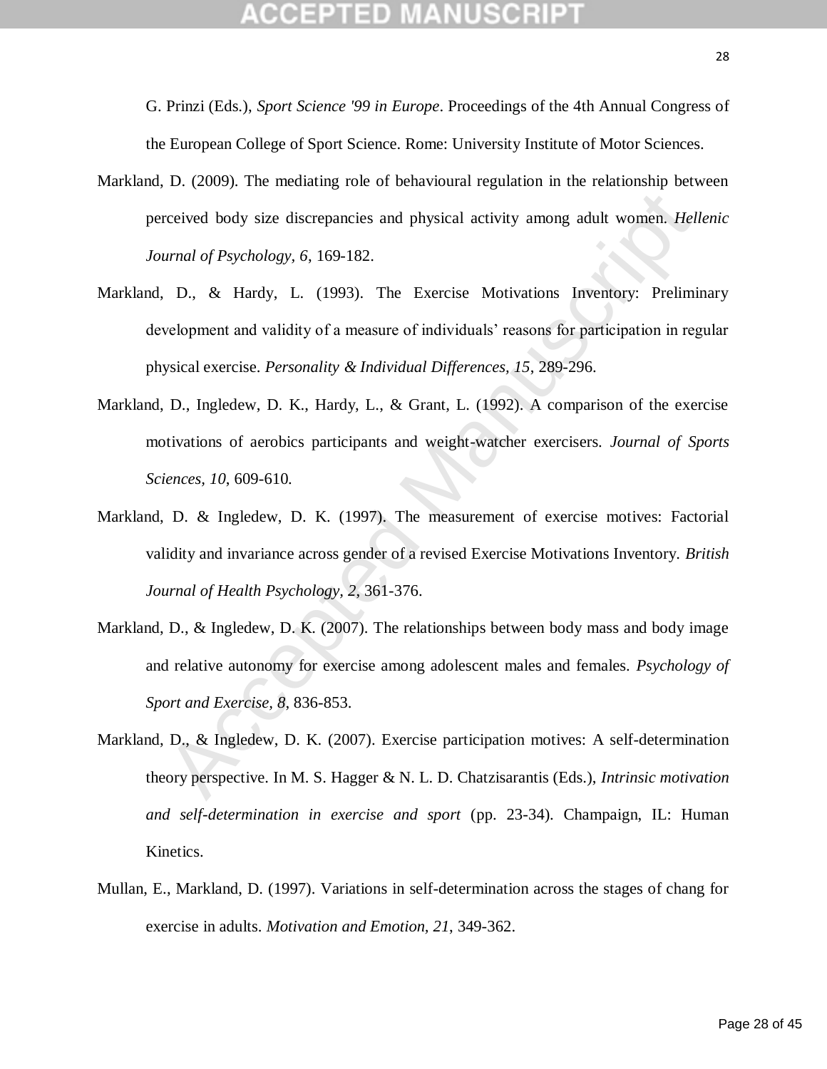G. Prinzi (Eds.), *Sport Science '99 in Europe*. Proceedings of the 4th Annual Congress of the European College of Sport Science. Rome: University Institute of Motor Sciences.

Markland, D. (2009). The mediating role of behavioural regulation in the relationship between perceived body size discrepancies and physical activity among adult women. *Hellenic Journal of Psychology, 6*, 169-182.

Markland, D., & Hardy, L. (1993). The Exercise Motivations Inventory: Preliminary development and validity of a measure of individuals' reasons for participation in regular physical exercise. *Personality & Individual Differences, 15*, 289-296.

Markland, D., Ingledew, D. K., Hardy, L., & Grant, L. (1992). A comparison of the exercise motivations of aerobics participants and weight-watcher exercisers. *Journal of Sports Sciences, 10*, 609-610.

Markland, D. & Ingledew, D. K. (1997). The measurement of exercise motives: Factorial validity and invariance across gender of a revised Exercise Motivations Inventory. *British Journal of Health Psychology, 2*, 361-376.

Markland, D., & Ingledew, D. K. (2007). The relationships between body mass and body image and relative autonomy for exercise among adolescent males and females. *Psychology of Sport and Exercise, 8*, 836-853.

Markland, D., & Ingledew, D. K. (2007). Exercise participation motives: A self-determination theory perspective. In M. S. Hagger & N. L. D. Chatzisarantis (Eds.), *Intrinsic motivation and self-determination in exercise and sport* (pp. 23-34). Champaign, IL: Human Kinetics.

Mullan, E., Markland, D. (1997). Variations in self-determination across the stages of chang for exercise in adults. *Motivation and Emotion, 21*, 349-362.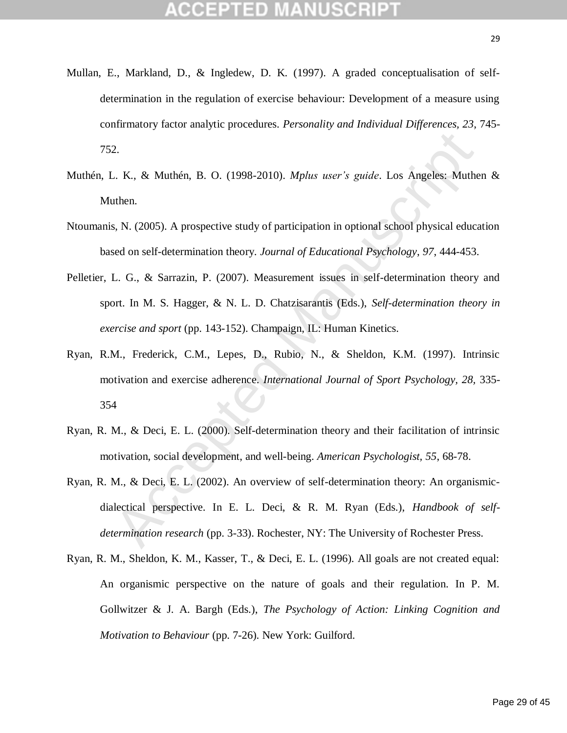Mullan, E., Markland, D., & Ingledew, D. K. (1997). A graded conceptualisation of self-determination in the regulation of exercise behaviour: Development of a measure using confirmatory factor analytic procedures. *Personality and Individual Differences, 23*, 745-752.

Muthén, L. K., & Muthén, B. O. (1998-2010). *Mplus user's guide*. Los Angeles: Muthen & Muthen.

Ntoumanis, N. (2005). A prospective study of participation in optional school physical education based on self-determination theory. *Journal of Educational Psychology*, *97*, 444-453.

Pelletier, L. G., & Sarrazin, P. (2007). Measurement issues in self-determination theory and sport. In M. S. Hagger, & N. L. D. Chatzisarantis (Eds.), *Self-determination theory in exercise and sport* (pp. 143-152). Champaign, IL: Human Kinetics.

Ryan, R.M., Frederick, C.M., Lepes, D., Rubio, N., & Sheldon, K.M. (1997). Intrinsic motivation and exercise adherence. *International Journal of Sport Psychology, 28*, 335-354

Ryan, R. M., & Deci, E. L. (2000). Self-determination theory and their facilitation of intrinsic motivation, social development, and well-being. *American Psychologist, 55*, 68-78.

Ryan, R. M., & Deci, E. L. (2002). An overview of self-determination theory: An organismic-dialectical perspective. In E. L. Deci, & R. M. Ryan (Eds.), *Handbook of self-determination research* (pp. 3-33). Rochester, NY: The University of Rochester Press.

Ryan, R. M., Sheldon, K. M., Kasser, T., & Deci, E. L. (1996). All goals are not created equal: An organismic perspective on the nature of goals and their regulation. In P. M. Gollwitzer & J. A. Bargh (Eds.), *The Psychology of Action: Linking Cognition and Motivation to Behaviour* (pp. 7-26). New York: Guilford.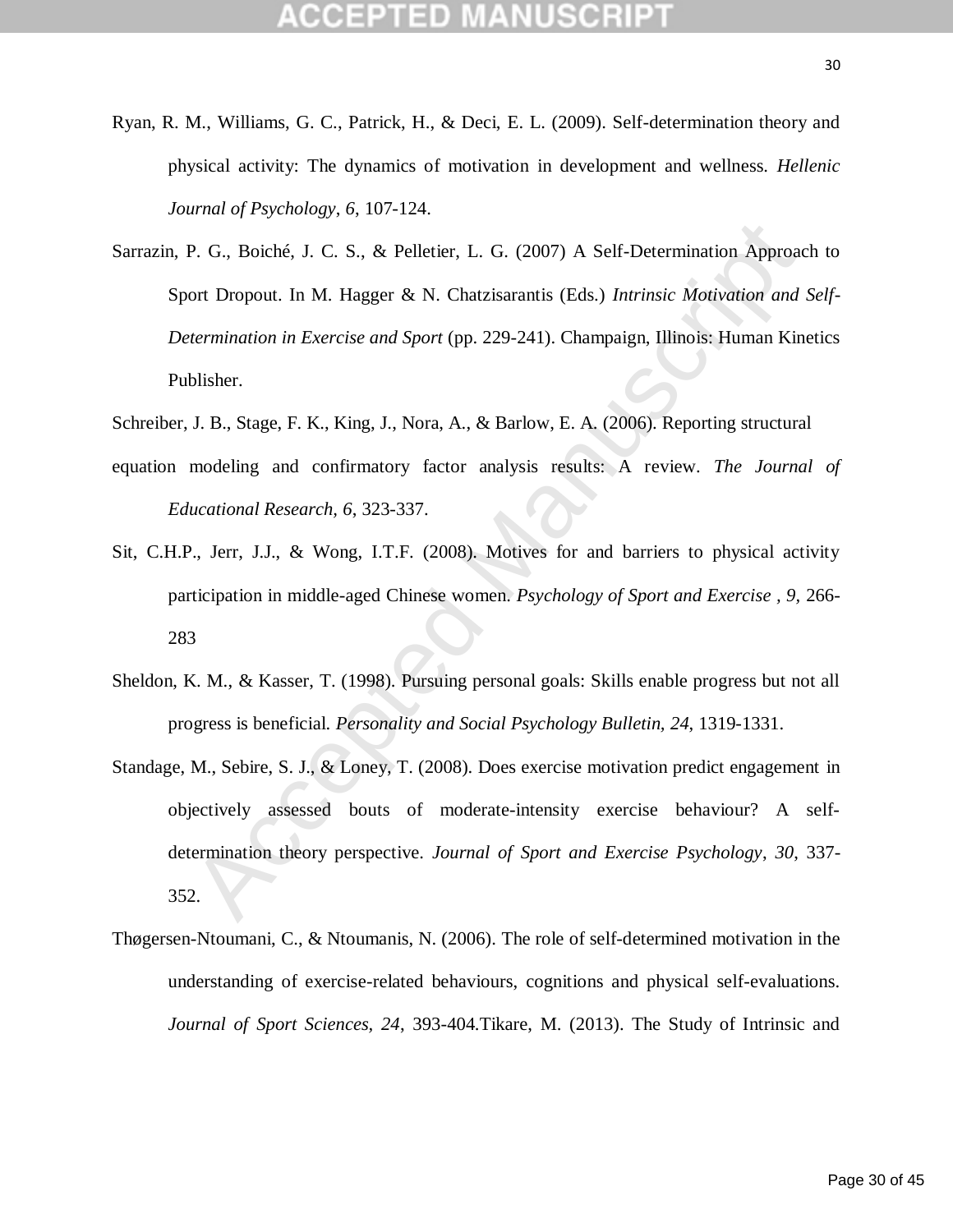Ryan, R. M., Williams, G. C., Patrick, H., & Deci, E. L. (2009). Self-determination theory and physical activity: The dynamics of motivation in development and wellness. *Hellenic Journal of Psychology*, *6*, 107-124.

Sarrazin, P. G., Boiché, J. C. S., & Pelletier, L. G. (2007) A Self-Determination Approach to Sport Dropout. In M. Hagger & N. Chatzisarantis (Eds.) *Intrinsic Motivation and Self-Determination in Exercise and Sport* (pp. 229-241). Champaign, Illinois: Human Kinetics Publisher.

Schreiber, J. B., Stage, F. K., King, J., Nora, A., & Barlow, E. A. (2006). Reporting structural equation modeling and confirmatory factor analysis results: A review. *The Journal of Educational Research*, *6*, 323-337.

Sit, C.H.P., Jerr, J.J., & Wong, I.T.F. (2008). Motives for and barriers to physical activity participation in middle-aged Chinese women. *Psychology of Sport and Exercise , 9,* 266-283

Sheldon, K. M., & Kasser, T. (1998). Pursuing personal goals: Skills enable progress but not all progress is beneficial. *Personality and Social Psychology Bulletin, 24*, 1319-1331.

Standage, M., Sebire, S. J., & Loney, T. (2008). Does exercise motivation predict engagement in objectively assessed bouts of moderate-intensity exercise behaviour? A self-determination theory perspective. *Journal of Sport and Exercise Psychology*, *30*, 337-352.

Thøgersen-Ntoumani, C., & Ntoumanis, N. (2006). The role of self-determined motivation in the understanding of exercise-related behaviours, cognitions and physical self-evaluations. *Journal of Sport Sciences, 24*, 393-404.Tikare, M. (2013). The Study of Intrinsic and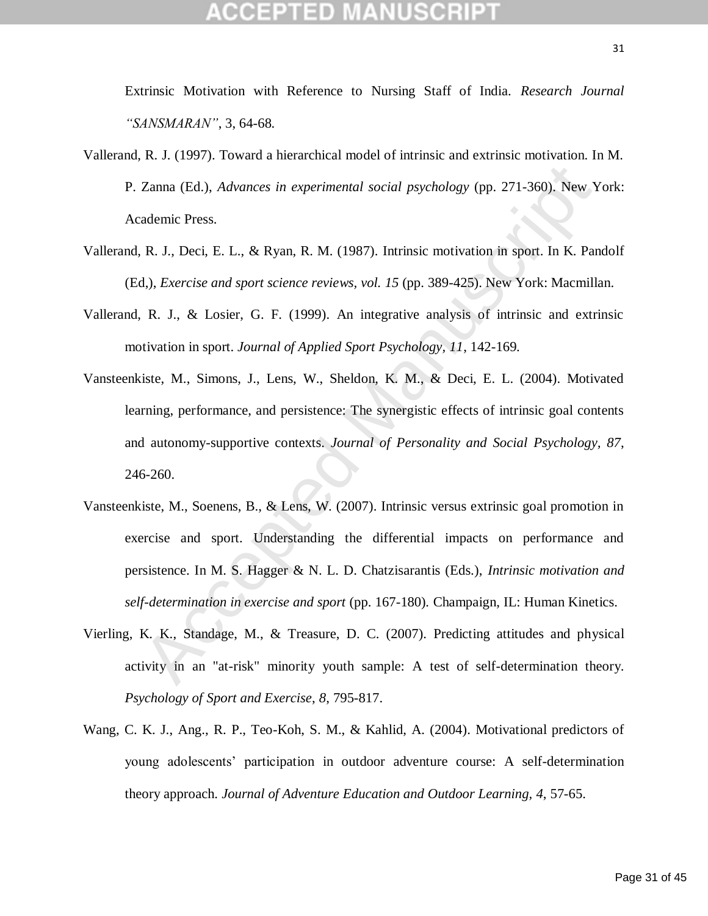Extrinsic Motivation with Reference to Nursing Staff of India. *Research Journal "SANSMARAN"*, 3, 64-68.

Vallerand, R. J. (1997). Toward a hierarchical model of intrinsic and extrinsic motivation. In M. P. Zanna (Ed.), *Advances in experimental social psychology* (pp. 271-360). New York: Academic Press.

Vallerand, R. J., Deci, E. L., & Ryan, R. M. (1987). Intrinsic motivation in sport. In K. Pandolf (Ed,), *Exercise and sport science reviews, vol. 15* (pp. 389-425). New York: Macmillan.

Vallerand, R. J., & Losier, G. F. (1999). An integrative analysis of intrinsic and extrinsic motivation in sport. *Journal of Applied Sport Psychology, 11*, 142-169.

Vansteenkiste, M., Simons, J., Lens, W., Sheldon, K. M., & Deci, E. L. (2004). Motivated learning, performance, and persistence: The synergistic effects of intrinsic goal contents and autonomy-supportive contexts. *Journal of Personality and Social Psychology*, *87*, 246-260.

Vansteenkiste, M., Soenens, B., & Lens, W. (2007). Intrinsic versus extrinsic goal promotion in exercise and sport. Understanding the differential impacts on performance and persistence. In M. S. Hagger & N. L. D. Chatzisarantis (Eds.), *Intrinsic motivation and self-determination in exercise and sport* (pp. 167-180). Champaign, IL: Human Kinetics.

Vierling, K. K., Standage, M., & Treasure, D. C. (2007). Predicting attitudes and physical activity in an "at-risk" minority youth sample: A test of self-determination theory. *Psychology of Sport and Exercise*, *8*, 795-817.

Wang, C. K. J., Ang., R. P., Teo-Koh, S. M., & Kahlid, A. (2004). Motivational predictors of young adolescents' participation in outdoor adventure course: A self-determination theory approach. *Journal of Adventure Education and Outdoor Learning*, *4*, 57-65.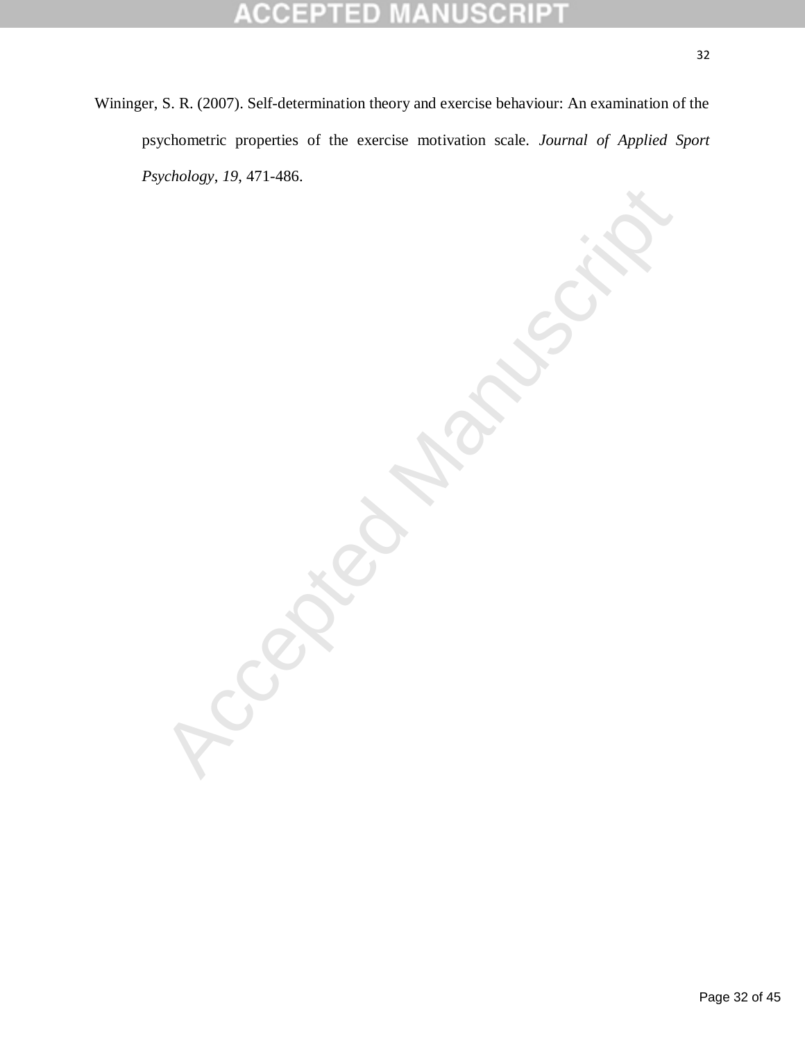Wininger, S. R. (2007). Self-determination theory and exercise behaviour: An examination of the psychometric properties of the exercise motivation scale. *Journal of Applied Sport Psychology*, *19*, 471-486.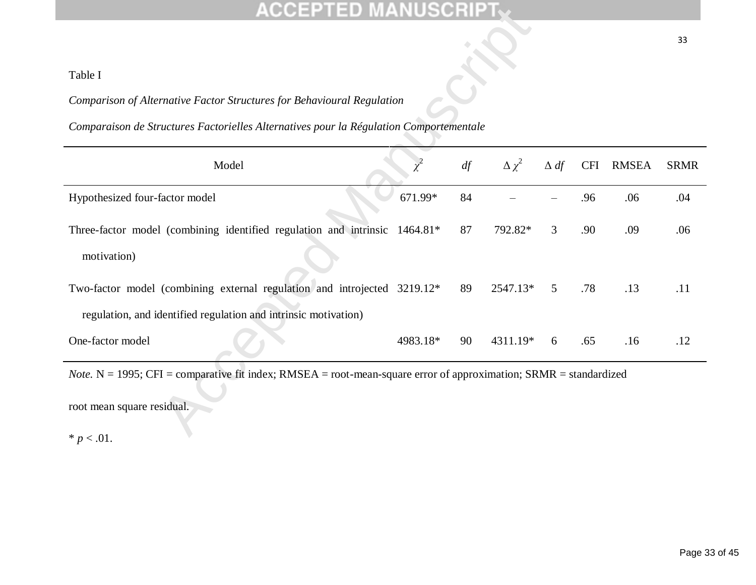Table I

*Comparison of Alternative Factor Structures for Behavioural Regulation*

*Comparaison de Structures Factorielles Alternatives pour la Régulation Comportementale*

| Model | $\chi^2$ | *df* | $\Delta\chi^2$ | $\Delta$ *df* | CFI | RMSEA | SRMR |
|---|---|---|---|---|---|---|---|
| Hypothesized four-factor model | 671.99* | 84 | – | – | .96 | .06 | .04 |
| Three-factor model (combining identified regulation and intrinsic motivation) | 1464.81* | 87 | 792.82* | 3 | .90 | .09 | .06 |
| Two-factor model (combining external regulation and introjected regulation, and identified regulation and intrinsic motivation) | 3219.12* | 89 | 2547.13* | 5 | .78 | .13 | .11 |
| One-factor model | 4983.18* | 90 | 4311.19* | 6 | .65 | .16 | .12 |

*Note.* N = 1995; CFI = comparative fit index; RMSEA = root-mean-square error of approximation; SRMR = standardized root mean square residual.

* $p < .01$.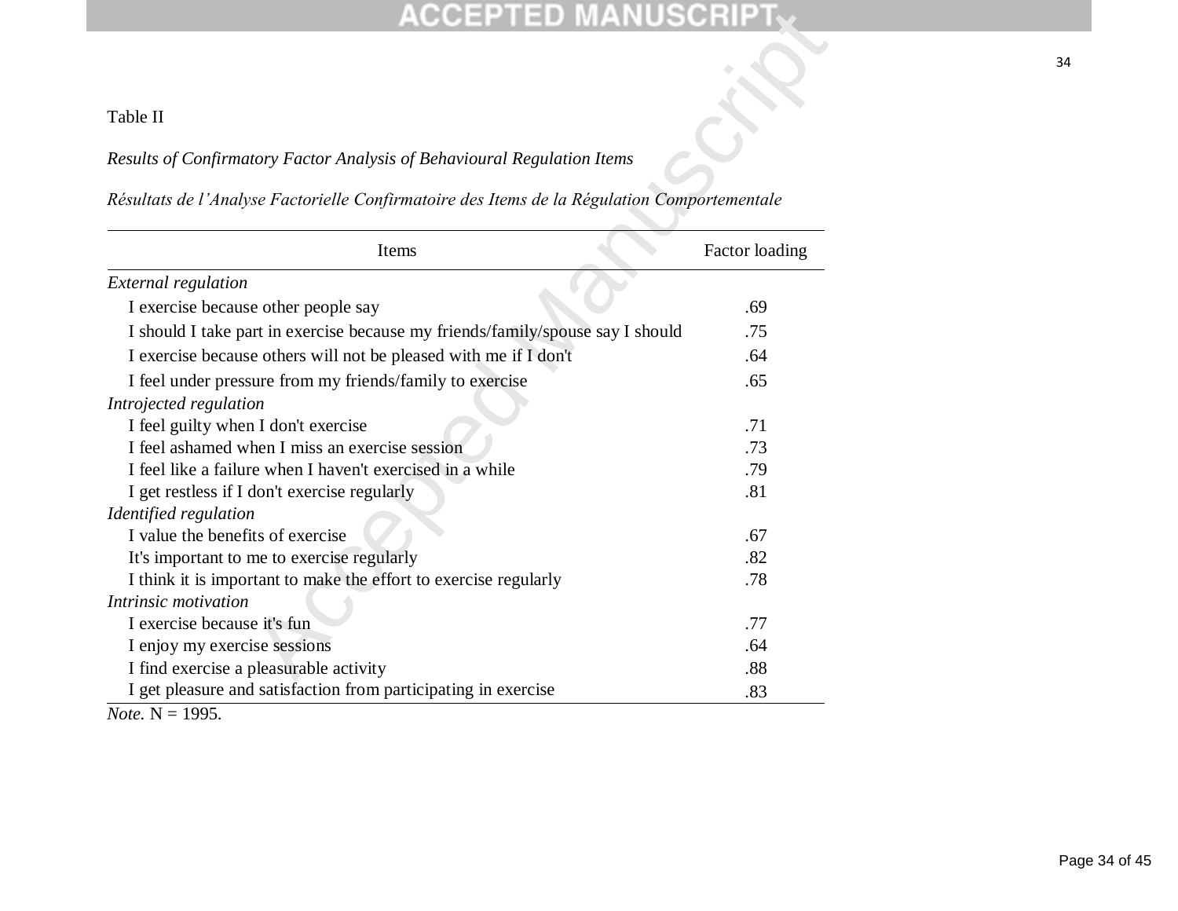Table II

*Results of Confirmatory Factor Analysis of Behavioural Regulation Items*

*Résultats de l'Analyse Factorielle Confirmatoire des Items de la Régulation Comportementale*

| Items | Factor loading |
|---|---|
| *External regulation* | |
| I exercise because other people say | .69 |
| I should I take part in exercise because my friends/family/spouse say I should | .75 |
| I exercise because others will not be pleased with me if I don't | .64 |
| I feel under pressure from my friends/family to exercise | .65 |
| *Introjected regulation* | |
| I feel guilty when I don't exercise | .71 |
| I feel ashamed when I miss an exercise session | .73 |
| I feel like a failure when I haven't exercised in a while | .79 |
| I get restless if I don't exercise regularly | .81 |
| *Identified regulation* | |
| I value the benefits of exercise | .67 |
| It's important to me to exercise regularly | .82 |
| I think it is important to make the effort to exercise regularly | .78 |
| *Intrinsic motivation* | |
| I exercise because it's fun | .77 |
| I enjoy my exercise sessions | .64 |
| I find exercise a pleasurable activity | .88 |
| I get pleasure and satisfaction from participating in exercise | .83 |

*Note.* N = 1995.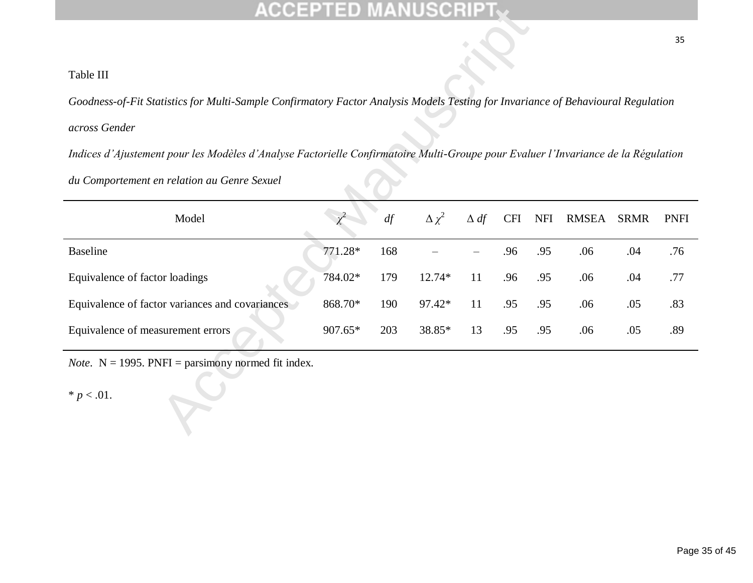Table III

*Goodness-of-Fit Statistics for Multi-Sample Confirmatory Factor Analysis Models Testing for Invariance of Behavioural Regulation across Gender*

*Indices d'Ajustement pour les Modèles d'Analyse Factorielle Confirmatoire Multi-Groupe pour Evaluer l'Invariance de la Régulation du Comportement en relation au Genre Sexuel*

| Model | $\chi^2$ | *df* | $\Delta \chi^2$ | $\Delta$ *df* | CFI | NFI | RMSEA | SRMR | PNFI |
|---|---|---|---|---|---|---|---|---|---|
| Baseline | 771.28* | 168 | – | – | .96 | .95 | .06 | .04 | .76 |
| Equivalence of factor loadings | 784.02* | 179 | 12.74* | 11 | .96 | .95 | .06 | .04 | .77 |
| Equivalence of factor variances and covariances | 868.70* | 190 | 97.42* | 11 | .95 | .95 | .06 | .05 | .83 |
| Equivalence of measurement errors | 907.65* | 203 | 38.85* | 13 | .95 | .95 | .06 | .05 | .89 |

*Note*. N = 1995. PNFI = parsimony normed fit index.

* $p < .01$.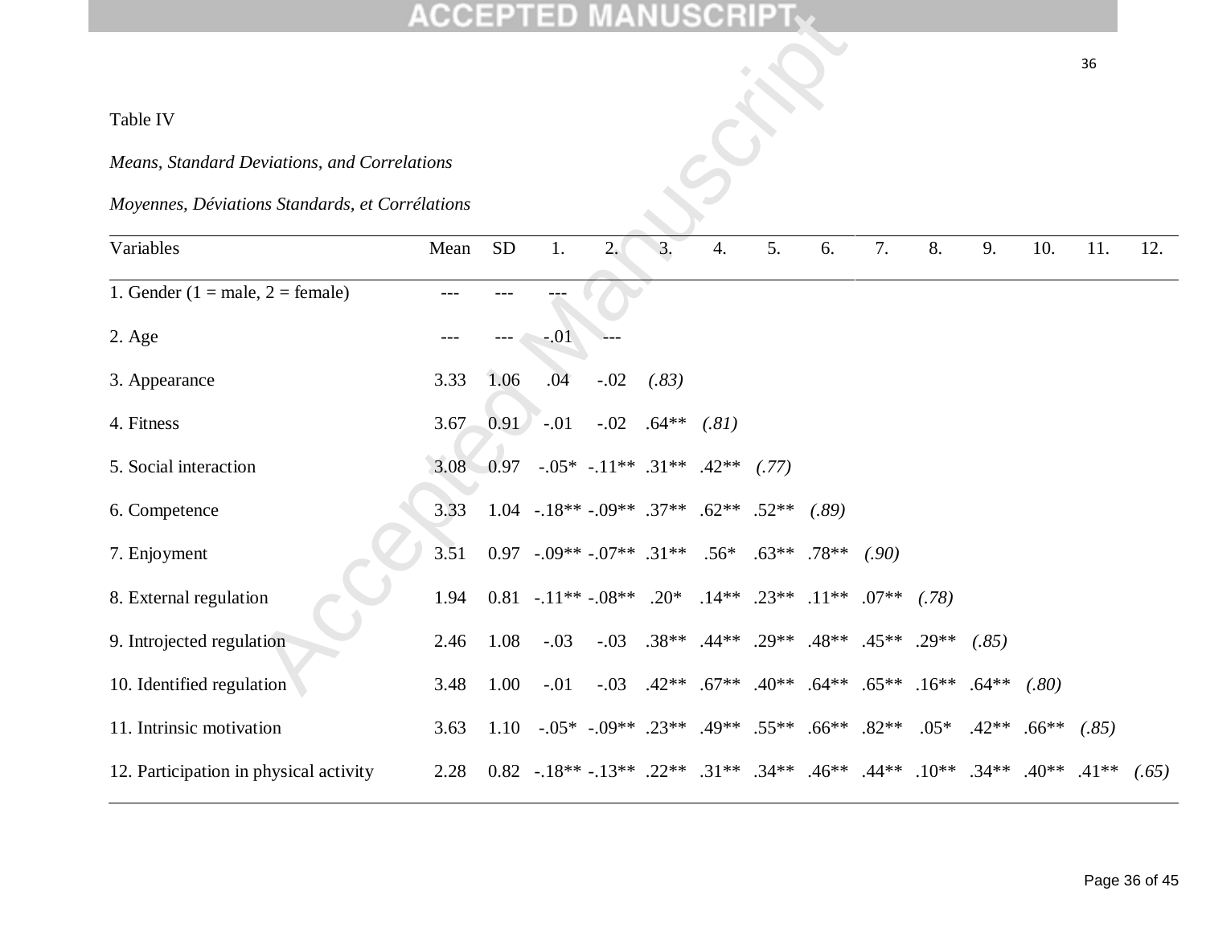Table IV

*Means, Standard Deviations, and Correlations*

*Moyennes, Déviations Standards, et Corrélations*

| Variables | Mean | SD | 1. | 2. | 3. | 4. | 5. | 6. | 7. | 8. | 9. | 10. | 11. | 12. |
|---|---|---|---|---|---|---|---|---|---|---|---|---|---|---|
| 1. Gender (1 = male, 2 = female) | --- | --- | --- | | | | | | | | | | | |
| 2. Age | --- | --- | -.01 | --- | | | | | | | | | | |
| 3. Appearance | 3.33 | 1.06 | .04 | -.02 | *(.83)* | | | | | | | | | |
| 4. Fitness | 3.67 | 0.91 | -.01 | -.02 | .64** | *(.81)* | | | | | | | | |
| 5. Social interaction | 3.08 | 0.97 | -.05* | -.11** | .31** | .42** | *(.77)* | | | | | | | |
| 6. Competence | 3.33 | 1.04 | -.18** | -.09** | .37** | .62** | .52** | *(.89)* | | | | | | |
| 7. Enjoyment | 3.51 | 0.97 | -.09** | -.07** | .31** | .56* | .63** | .78** | *(.90)* | | | | | |
| 8. External regulation | 1.94 | 0.81 | -.11** | -.08** | .20* | .14** | .23** | .11** | .07** | *(.78)* | | | | |
| 9. Introjected regulation | 2.46 | 1.08 | -.03 | -.03 | .38** | .44** | .29** | .48** | .45** | .29** | *(.85)* | | | |
| 10. Identified regulation | 3.48 | 1.00 | -.01 | -.03 | .42** | .67** | .40** | .64** | .65** | .16** | .64** | *(.80)* | | |
| 11. Intrinsic motivation | 3.63 | 1.10 | -.05* | -.09** | .23** | .49** | .55** | .66** | .82** | .05* | .42** | .66** | *(.85)* | |
| 12. Participation in physical activity | 2.28 | 0.82 | -.18** | -.13** | .22** | .31** | .34** | .46** | .44** | .10** | .34** | .40** | .41** | *(.65)* |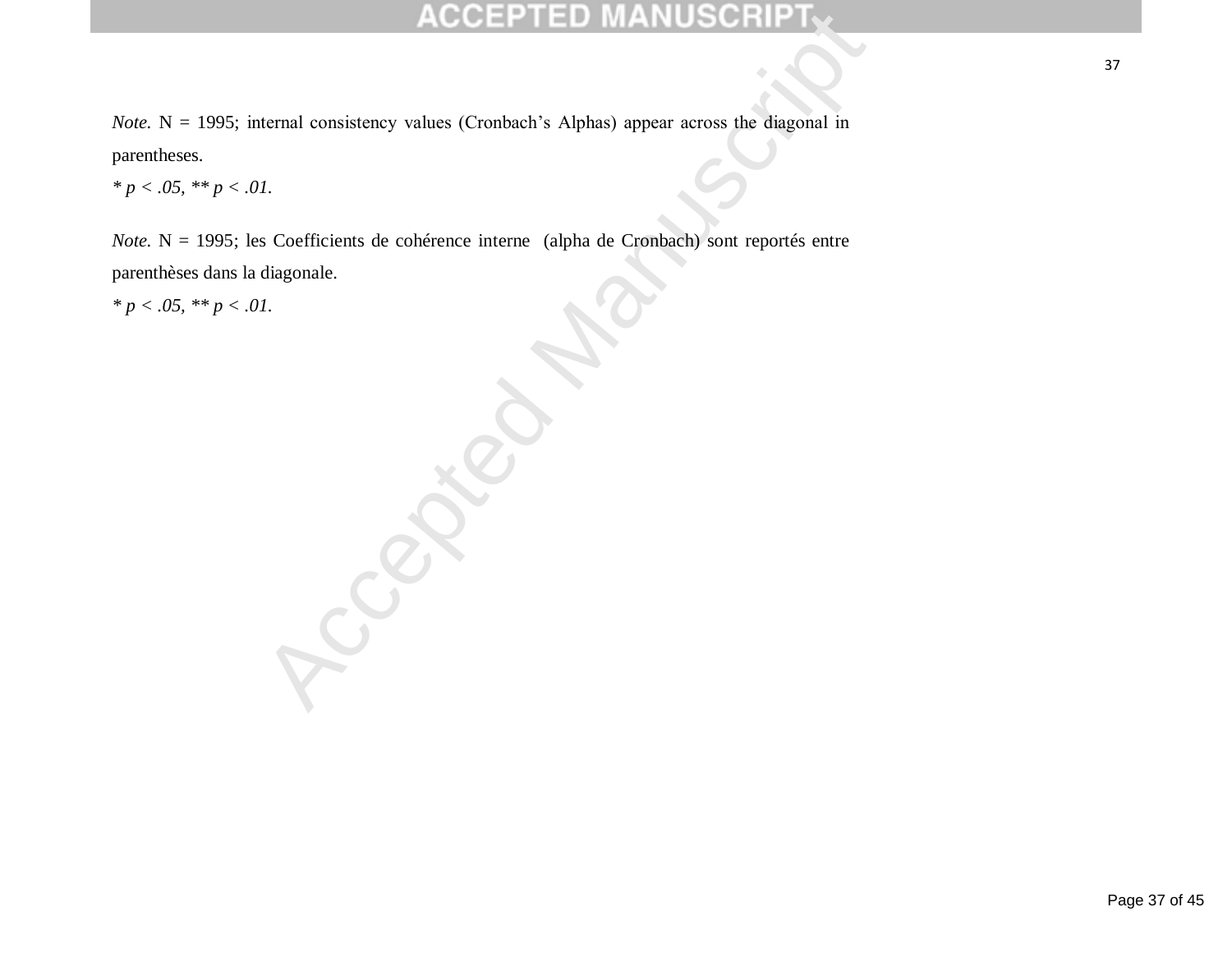*Note.* N = 1995; internal consistency values (Cronbach's Alphas) appear across the diagonal in parentheses.

$* p < .05$, $** p < .01$.

*Note.* N = 1995; les Coefficients de cohérence interne (alpha de Cronbach) sont reportés entre parenthèses dans la diagonale.

$* p < .05$, $** p < .01$.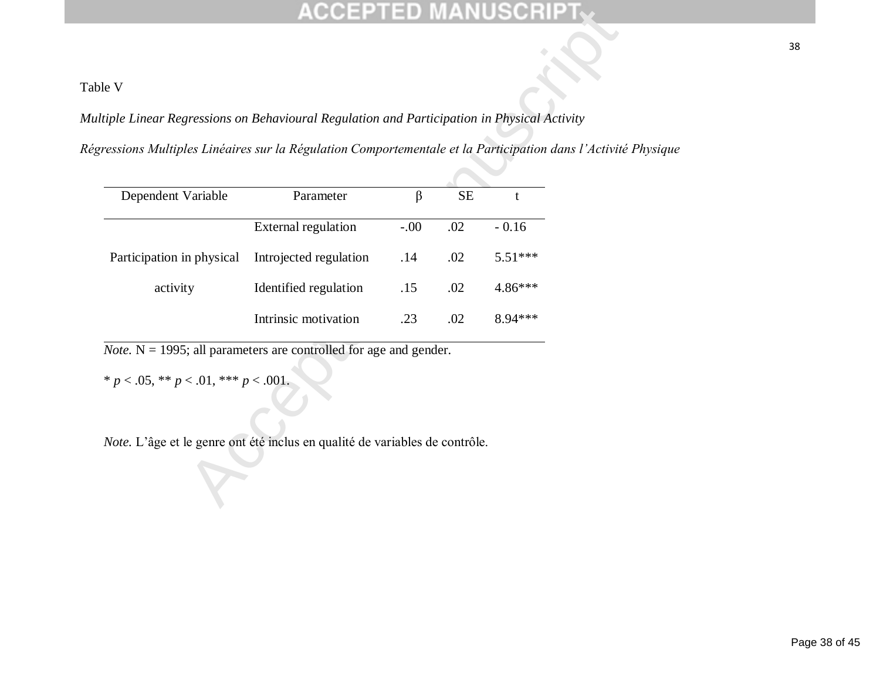Table V

*Multiple Linear Regressions on Behavioural Regulation and Participation in Physical Activity*

*Régressions Multiples Linéaires sur la Régulation Comportementale et la Participation dans l'Activité Physique*

| Dependent Variable | Parameter | β | SE | t |
|---|---|---|---|---|
| Participation in physical activity | External regulation | -.00 | .02 | - 0.16 |
| | Introjected regulation | .14 | .02 | 5.51*** |
| | Identified regulation | .15 | .02 | 4.86*** |
| | Intrinsic motivation | .23 | .02 | 8.94*** |

*Note.* N = 1995; all parameters are controlled for age and gender.

* *p* < .05, ** *p* < .01, *** *p* < .001.

*Note.* L'âge et le genre ont été inclus en qualité de variables de contrôle.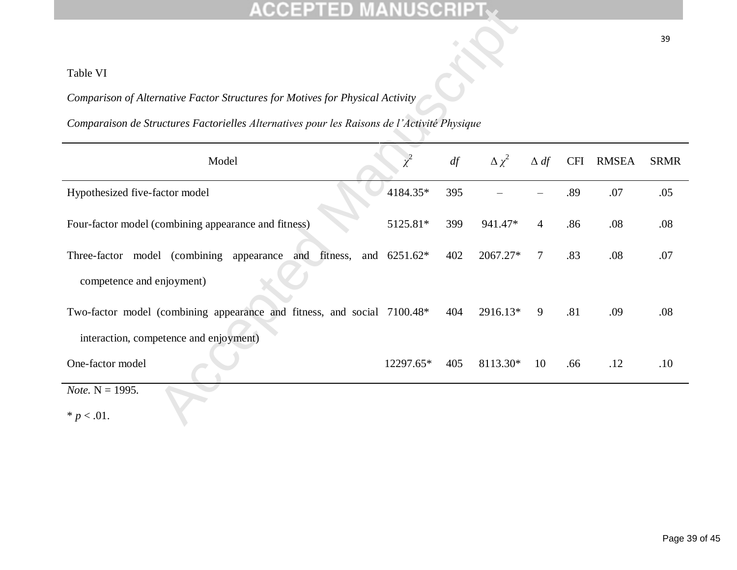Table VI

*Comparison of Alternative Factor Structures for Motives for Physical Activity*

*Comparaison de Structures Factorielles Alternatives pour les Raisons de l'Activité Physique*

| Model | $\chi^2$ | *df* | $\Delta\chi^2$ | $\Delta$ *df* | CFI | RMSEA | SRMR |
|---|---|---|---|---|---|---|---|
| Hypothesized five-factor model | 4184.35* | 395 | – | – | .89 | .07 | .05 |
| Four-factor model (combining appearance and fitness) | 5125.81* | 399 | 941.47* | 4 | .86 | .08 | .08 |
| Three-factor model (combining appearance and fitness, and competence and enjoyment) | 6251.62* | 402 | 2067.27* | 7 | .83 | .08 | .07 |
| Two-factor model (combining appearance and fitness, and social interaction, competence and enjoyment) | 7100.48* | 404 | 2916.13* | 9 | .81 | .09 | .08 |
| One-factor model | 12297.65* | 405 | 8113.30* | 10 | .66 | .12 | .10 |

*Note.* N = 1995.

* $p < .01$.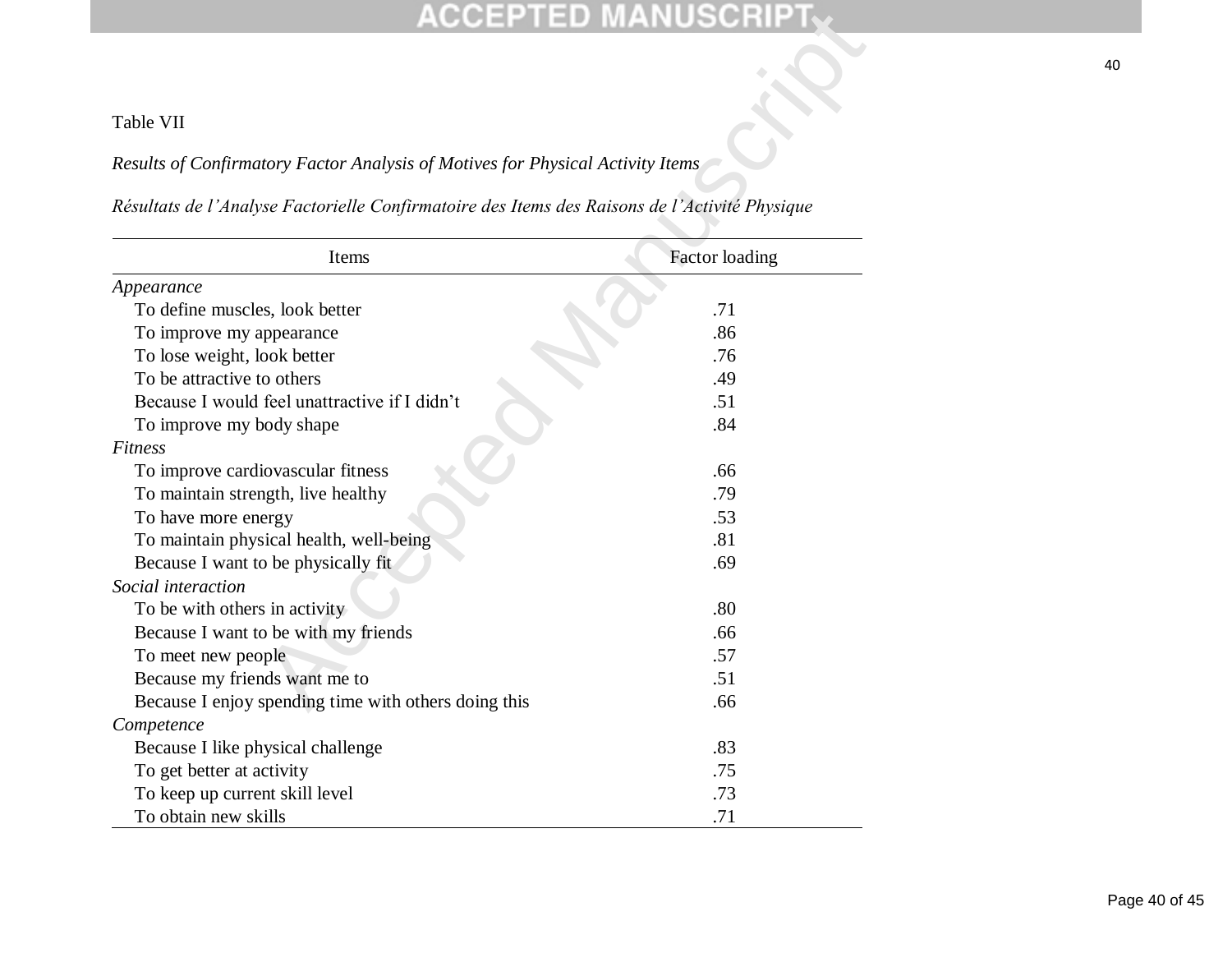Table VII

*Results of Confirmatory Factor Analysis of Motives for Physical Activity Items*

*Résultats de l'Analyse Factorielle Confirmatoire des Items des Raisons de l'Activité Physique*

| Items | Factor loading |
|---|---|
| *Appearance* | |
| To define muscles, look better | .71 |
| To improve my appearance | .86 |
| To lose weight, look better | .76 |
| To be attractive to others | .49 |
| Because I would feel unattractive if I didn't | .51 |
| To improve my body shape | .84 |
| *Fitness* | |
| To improve cardiovascular fitness | .66 |
| To maintain strength, live healthy | .79 |
| To have more energy | .53 |
| To maintain physical health, well-being | .81 |
| Because I want to be physically fit | .69 |
| *Social interaction* | |
| To be with others in activity | .80 |
| Because I want to be with my friends | .66 |
| To meet new people | .57 |
| Because my friends want me to | .51 |
| Because I enjoy spending time with others doing this | .66 |
| *Competence* | |
| Because I like physical challenge | .83 |
| To get better at activity | .75 |
| To keep up current skill level | .73 |
| To obtain new skills | .71 |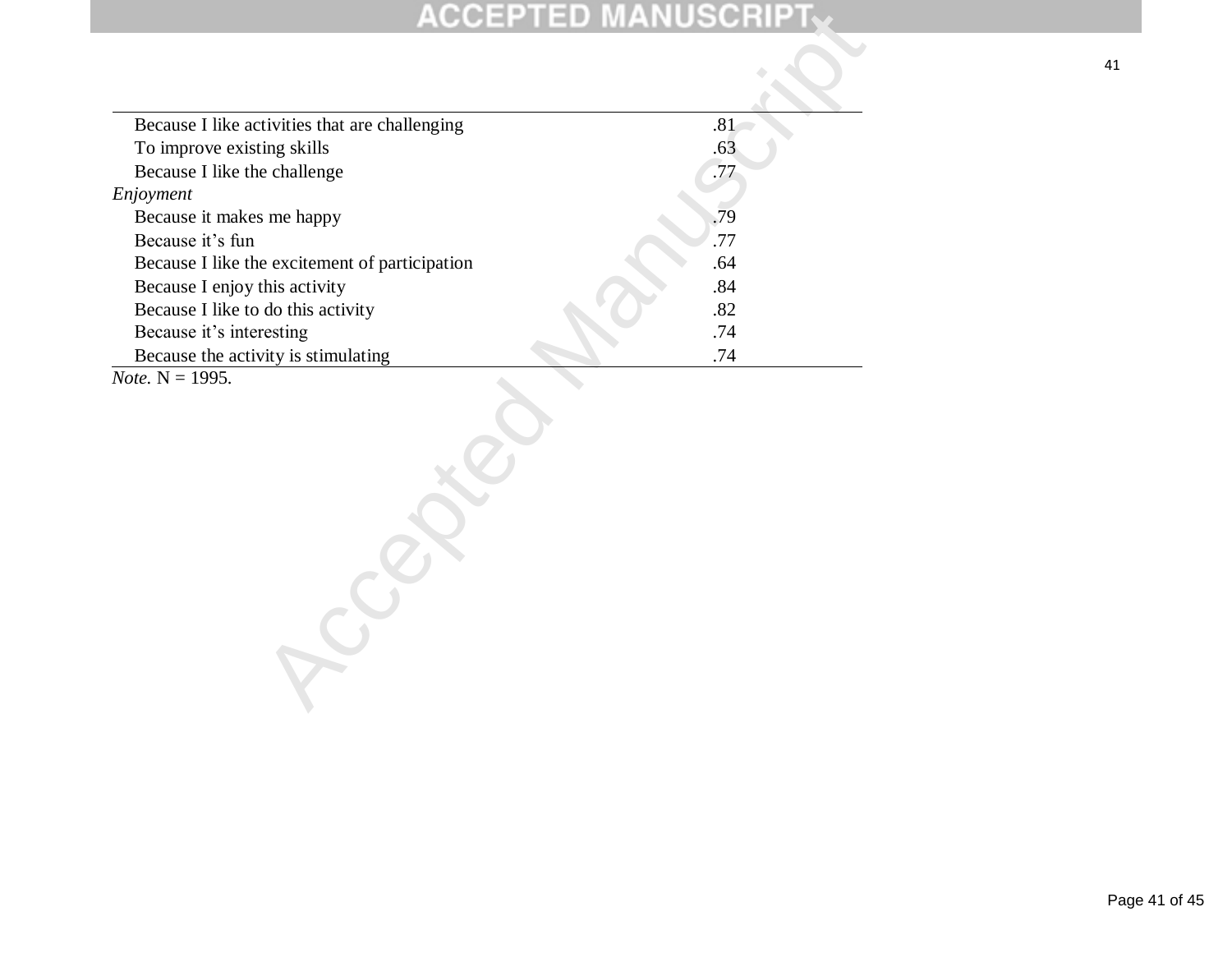| | |
|---|---|
| Because I like activities that are challenging | .81 |
| To improve existing skills | .63 |
| Because I like the challenge | .77 |
| *Enjoyment* | |
| Because it makes me happy | .79 |
| Because it's fun | .77 |
| Because I like the excitement of participation | .64 |
| Because I enjoy this activity | .84 |
| Because I like to do this activity | .82 |
| Because it's interesting | .74 |
| Because the activity is stimulating | .74 |

*Note.* N = 1995.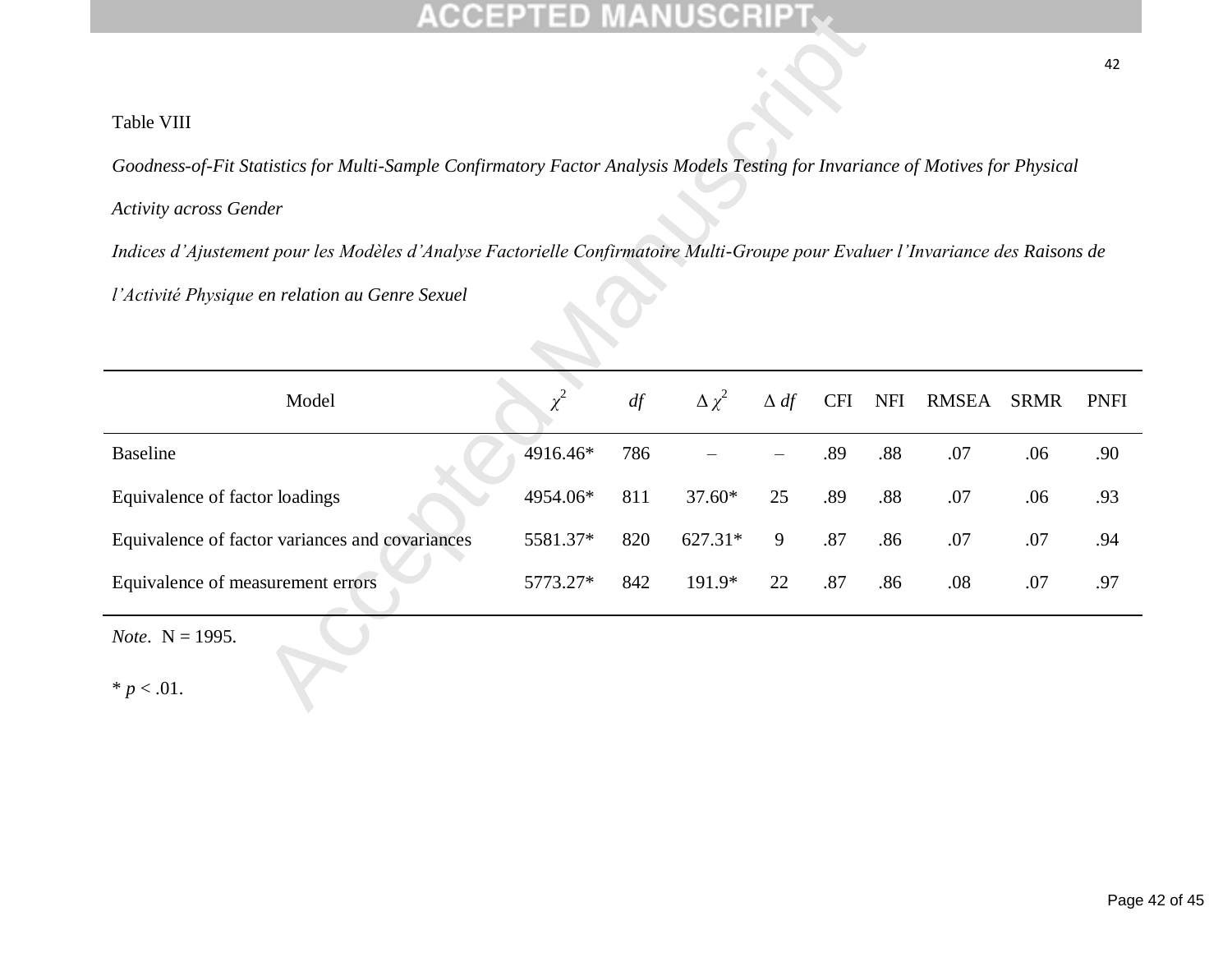Table VIII

*Goodness-of-Fit Statistics for Multi-Sample Confirmatory Factor Analysis Models Testing for Invariance of Motives for Physical Activity across Gender*

*Indices d'Ajustement pour les Modèles d'Analyse Factorielle Confirmatoire Multi-Groupe pour Evaluer l'Invariance des Raisons de l'Activité Physique en relation au Genre Sexuel*

| Model | $\chi^2$ | *df* | $\Delta\,\chi^2$ | $\Delta$ *df* | CFI | NFI | RMSEA | SRMR | PNFI |
|---|---|---|---|---|---|---|---|---|---|
| Baseline | 4916.46* | 786 | – | – | .89 | .88 | .07 | .06 | .90 |
| Equivalence of factor loadings | 4954.06* | 811 | 37.60* | 25 | .89 | .88 | .07 | .06 | .93 |
| Equivalence of factor variances and covariances | 5581.37* | 820 | 627.31* | 9 | .87 | .86 | .07 | .07 | .94 |
| Equivalence of measurement errors | 5773.27* | 842 | 191.9* | 22 | .87 | .86 | .08 | .07 | .97 |

*Note*. N = 1995.

* $p < .01$.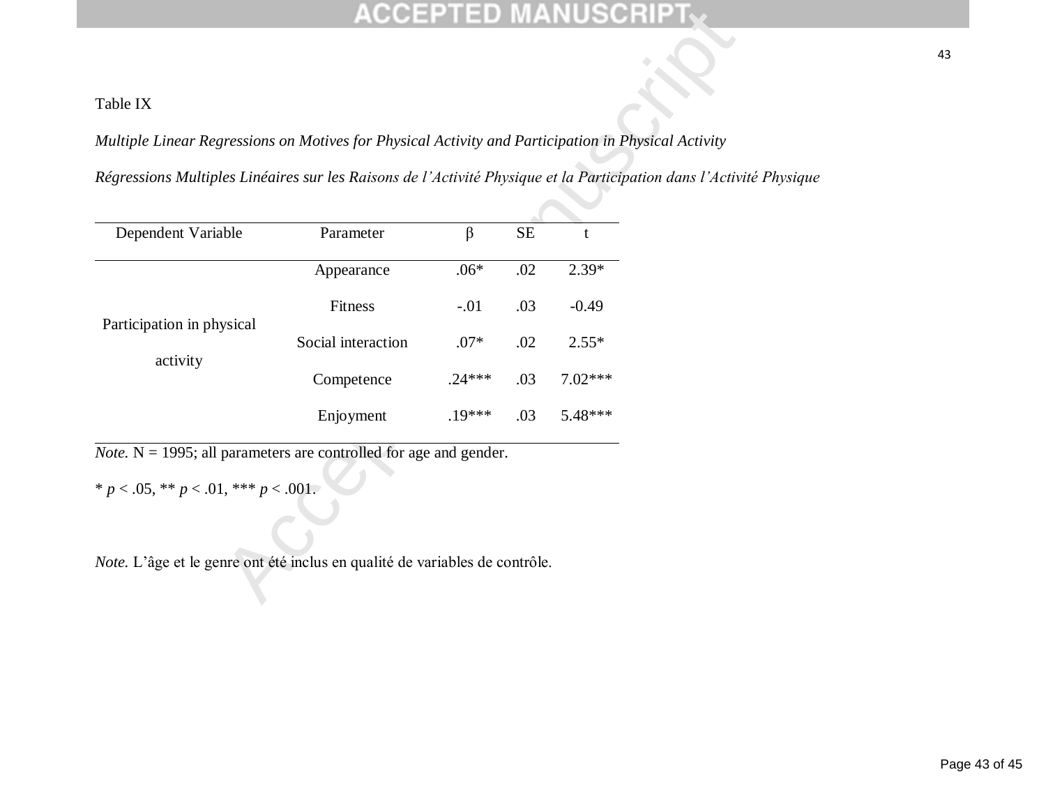Table IX

*Multiple Linear Regressions on Motives for Physical Activity and Participation in Physical Activity*

*Régressions Multiples Linéaires sur les Raisons de l'Activité Physique et la Participation dans l'Activité Physique*

| Dependent Variable | Parameter | β | SE | t |
|---|---|---|---|---|
| Participation in physical activity | Appearance | .06* | .02 | 2.39* |
| | Fitness | -.01 | .03 | -0.49 |
| | Social interaction | .07* | .02 | 2.55* |
| | Competence | .24*** | .03 | 7.02*** |
| | Enjoyment | .19*** | .03 | 5.48*** |

*Note.* N = 1995; all parameters are controlled for age and gender.

* $p < .05$, ** $p < .01$, *** $p < .001$.

*Note.* L'âge et le genre ont été inclus en qualité de variables de contrôle.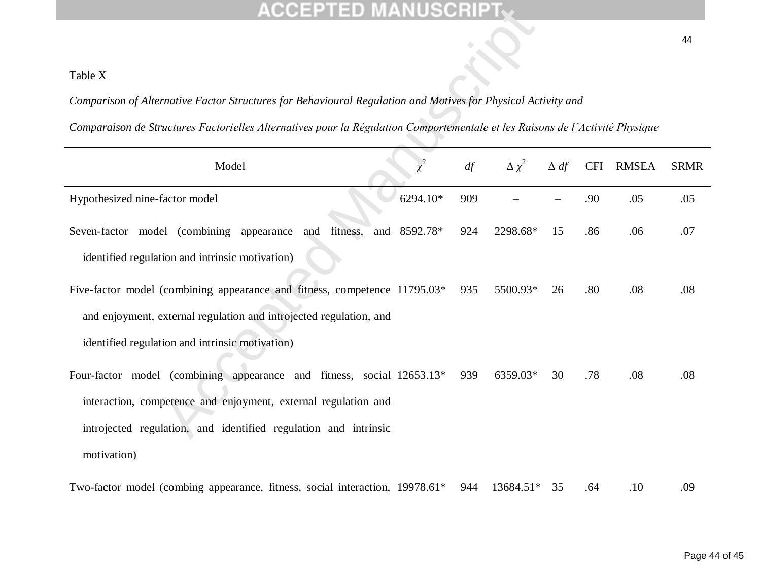Table X

*Comparison of Alternative Factor Structures for Behavioural Regulation and Motives for Physical Activity and*

*Comparaison de Structures Factorielles Alternatives pour la Régulation Comportementale et les Raisons de l'Activité Physique*

| Model | $\chi^2$ | *df* | $\Delta\chi^2$ | $\Delta$ *df* | CFI | RMSEA | SRMR |
|---|---|---|---|---|---|---|---|
| Hypothesized nine-factor model | 6294.10* | 909 | – | – | .90 | .05 | .05 |
| Seven-factor model (combining appearance and fitness, and identified regulation and intrinsic motivation) | 8592.78* | 924 | 2298.68* | 15 | .86 | .06 | .07 |
| Five-factor model (combining appearance and fitness, competence and enjoyment, external regulation and introjected regulation, and identified regulation and intrinsic motivation) | 11795.03* | 935 | 5500.93* | 26 | .80 | .08 | .08 |
| Four-factor model (combining appearance and fitness, social interaction, competence and enjoyment, external regulation and introjected regulation, and identified regulation and intrinsic motivation) | 12653.13* | 939 | 6359.03* | 30 | .78 | .08 | .08 |
| Two-factor model (combing appearance, fitness, social interaction, | 19978.61* | 944 | 13684.51* | 35 | .64 | .10 | .09 |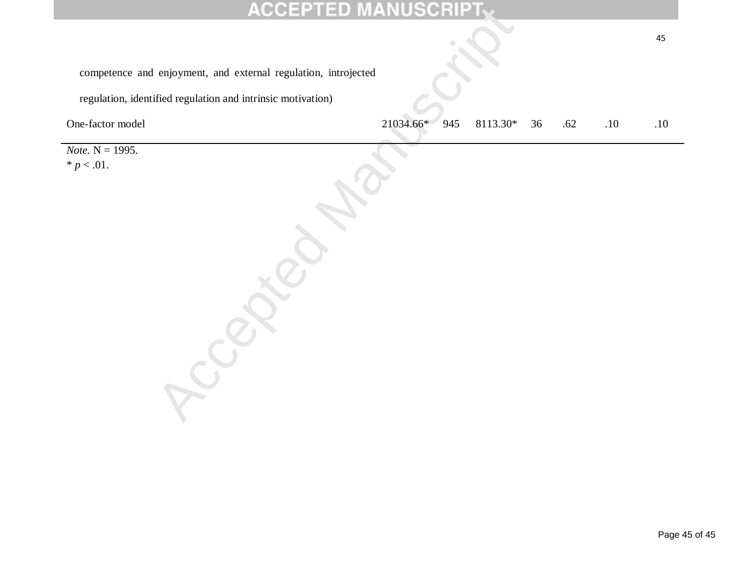| | | | | | | | |
|---|---|---|---|---|---|---|---|
| competence and enjoyment, and external regulation, introjected regulation, identified regulation and intrinsic motivation) | | | | | | | |
| One-factor model | 21034.66* | 945 | 8113.30* | 36 | .62 | .10 | .10 |

*Note.* N = 1995.

\* $p < .01$.